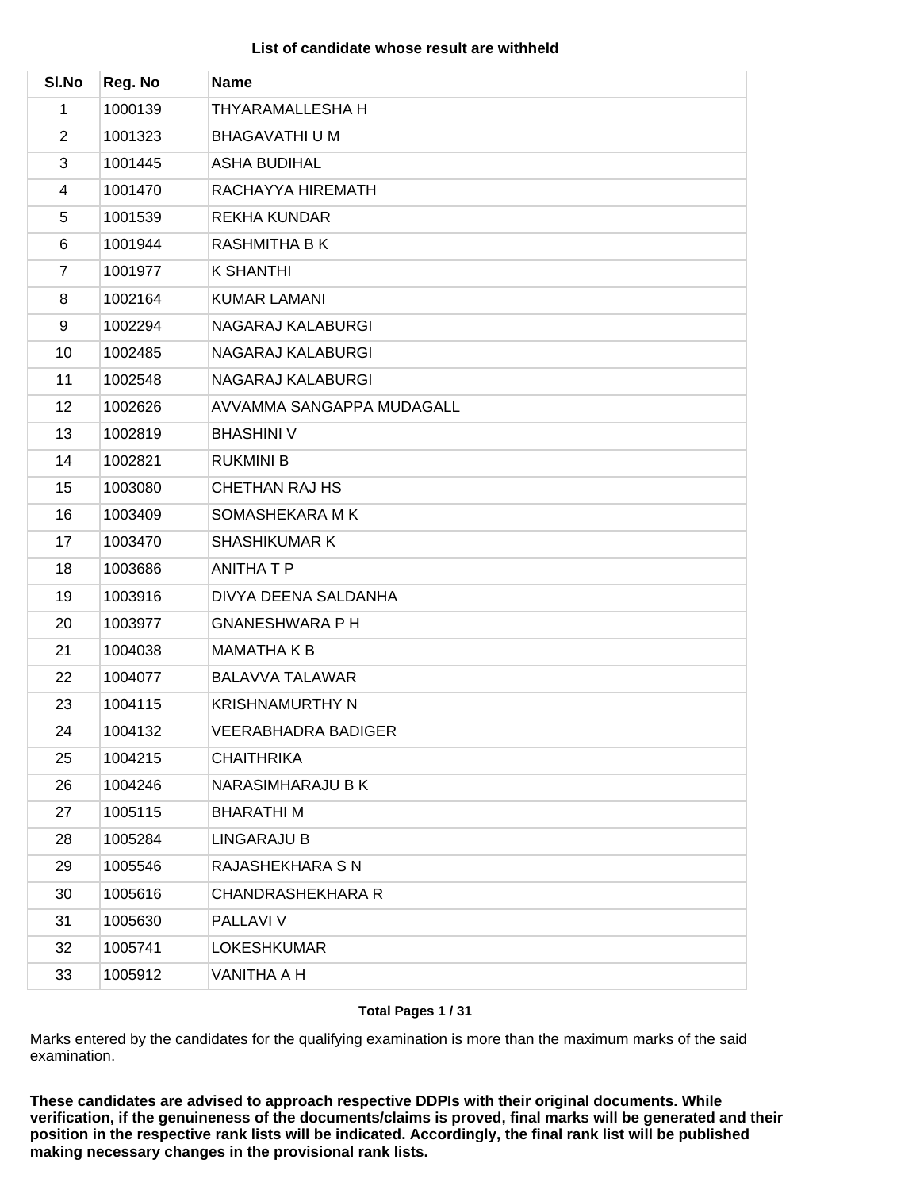**List of candidate whose result are withheld**

| Sl.No | Reg. No | Name |
|---|---|---|
| 1 | 1000139 | THYARAMALLESHA H |
| 2 | 1001323 | BHAGAVATHI U M |
| 3 | 1001445 | ASHA BUDIHAL |
| 4 | 1001470 | RACHAYYA HIREMATH |
| 5 | 1001539 | REKHA KUNDAR |
| 6 | 1001944 | RASHMITHA B K |
| 7 | 1001977 | K SHANTHI |
| 8 | 1002164 | KUMAR LAMANI |
| 9 | 1002294 | NAGARAJ KALABURGI |
| 10 | 1002485 | NAGARAJ KALABURGI |
| 11 | 1002548 | NAGARAJ KALABURGI |
| 12 | 1002626 | AVVAMMA SANGAPPA MUDAGALL |
| 13 | 1002819 | BHASHINI V |
| 14 | 1002821 | RUKMINI B |
| 15 | 1003080 | CHETHAN RAJ HS |
| 16 | 1003409 | SOMASHEKARA M K |
| 17 | 1003470 | SHASHIKUMAR K |
| 18 | 1003686 | ANITHA T P |
| 19 | 1003916 | DIVYA DEENA SALDANHA |
| 20 | 1003977 | GNANESHWARA P H |
| 21 | 1004038 | MAMATHA K B |
| 22 | 1004077 | BALAVVA TALAWAR |
| 23 | 1004115 | KRISHNAMURTHY N |
| 24 | 1004132 | VEERABHADRA BADIGER |
| 25 | 1004215 | CHAITHRIKA |
| 26 | 1004246 | NARASIMHARAJU B K |
| 27 | 1005115 | BHARATHI M |
| 28 | 1005284 | LINGARAJU B |
| 29 | 1005546 | RAJASHEKHARA S N |
| 30 | 1005616 | CHANDRASHEKHARA R |
| 31 | 1005630 | PALLAVI V |
| 32 | 1005741 | LOKESHKUMAR |
| 33 | 1005912 | VANITHA A H |

Marks entered by the candidates for the qualifying examination is more than the maximum marks of the said examination.

**These candidates are advised to approach respective DDPIs with their original documents. While verification, if the genuineness of the documents/claims is proved, final marks will be generated and their position in the respective rank lists will be indicated. Accordingly, the final rank list will be published making necessary changes in the provisional rank lists.**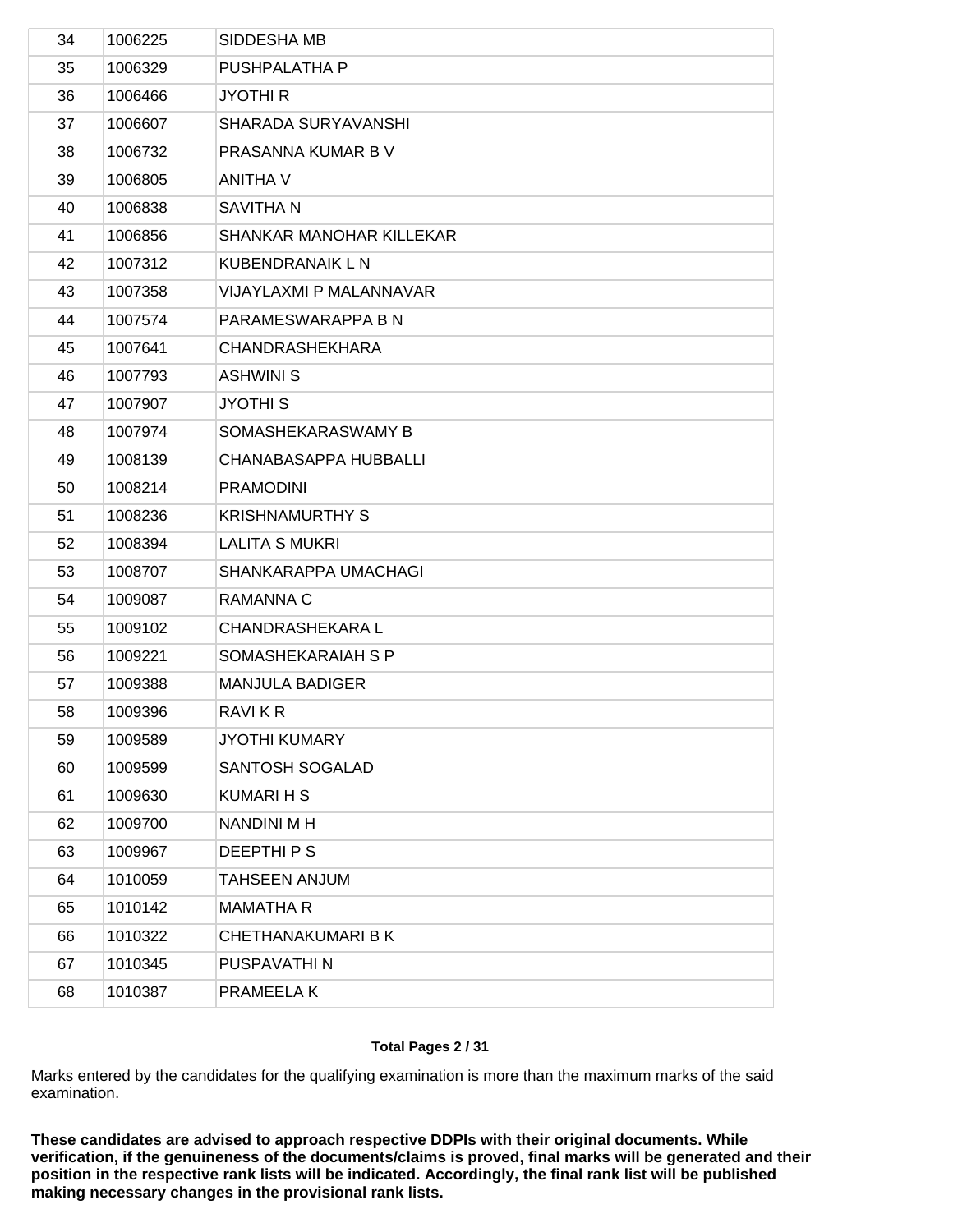| 34 | 1006225 | SIDDESHA MB |
|---|---|---|
| 35 | 1006329 | PUSHPALATHA P |
| 36 | 1006466 | JYOTHI R |
| 37 | 1006607 | SHARADA SURYAVANSHI |
| 38 | 1006732 | PRASANNA KUMAR B V |
| 39 | 1006805 | ANITHA V |
| 40 | 1006838 | SAVITHA N |
| 41 | 1006856 | SHANKAR MANOHAR KILLEKAR |
| 42 | 1007312 | KUBENDRANAIK L N |
| 43 | 1007358 | VIJAYLAXMI P MALANNAVAR |
| 44 | 1007574 | PARAMESWARAPPA B N |
| 45 | 1007641 | CHANDRASHEKHARA |
| 46 | 1007793 | ASHWINI S |
| 47 | 1007907 | JYOTHI S |
| 48 | 1007974 | SOMASHEKARASWAMY B |
| 49 | 1008139 | CHANABASAPPA HUBBALLI |
| 50 | 1008214 | PRAMODINI |
| 51 | 1008236 | KRISHNAMURTHY S |
| 52 | 1008394 | LALITA S MUKRI |
| 53 | 1008707 | SHANKARAPPA UMACHAGI |
| 54 | 1009087 | RAMANNA C |
| 55 | 1009102 | CHANDRASHEKARA L |
| 56 | 1009221 | SOMASHEKARAIAH S P |
| 57 | 1009388 | MANJULA BADIGER |
| 58 | 1009396 | RAVI K R |
| 59 | 1009589 | JYOTHI KUMARY |
| 60 | 1009599 | SANTOSH SOGALAD |
| 61 | 1009630 | KUMARI H S |
| 62 | 1009700 | NANDINI M H |
| 63 | 1009967 | DEEPTHI P S |
| 64 | 1010059 | TAHSEEN ANJUM |
| 65 | 1010142 | MAMATHA R |
| 66 | 1010322 | CHETHANAKUMARI B K |
| 67 | 1010345 | PUSPAVATHI N |
| 68 | 1010387 | PRAMEELA K |

Marks entered by the candidates for the qualifying examination is more than the maximum marks of the said examination.

**These candidates are advised to approach respective DDPIs with their original documents. While verification, if the genuineness of the documents/claims is proved, final marks will be generated and their position in the respective rank lists will be indicated. Accordingly, the final rank list will be published making necessary changes in the provisional rank lists.**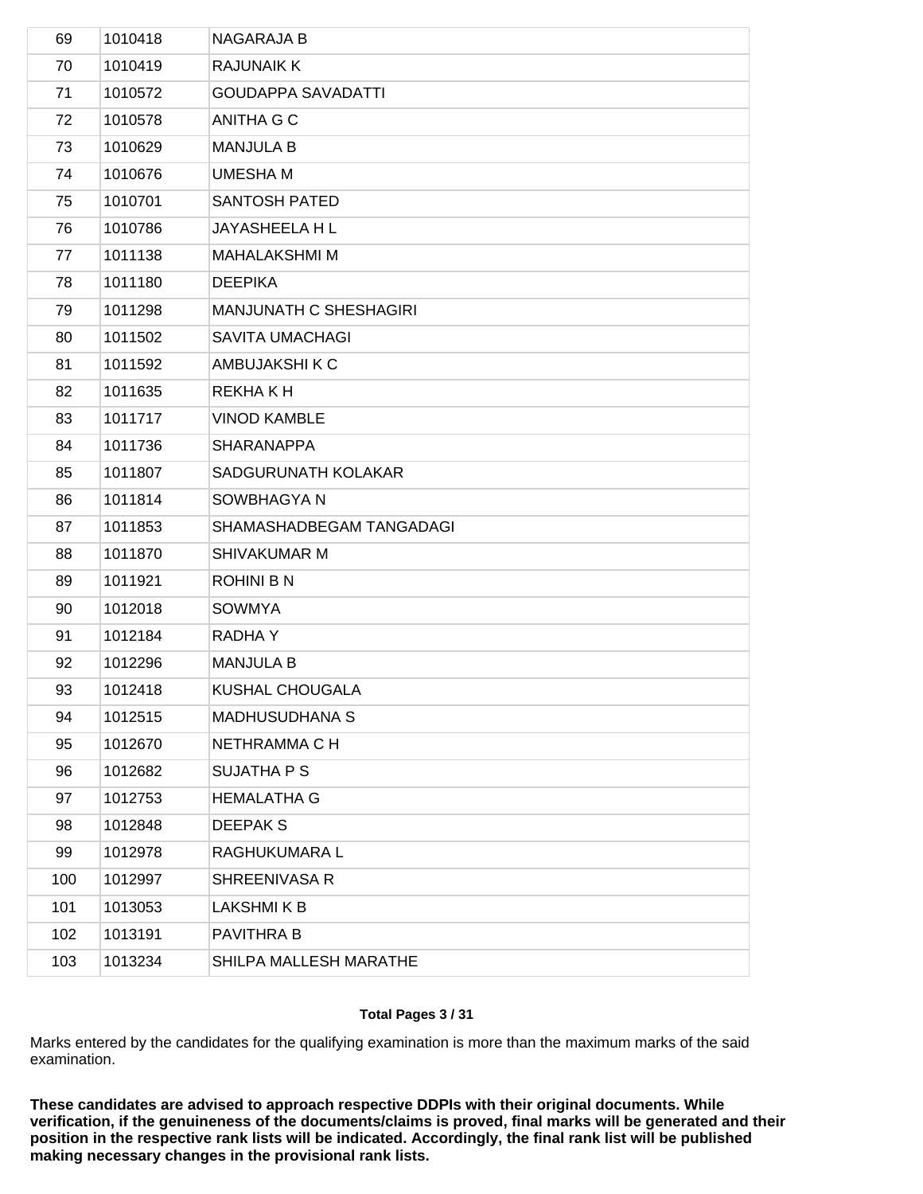| 69 | 1010418 | NAGARAJA B |
|---|---|---|
| 70 | 1010419 | RAJUNAIK K |
| 71 | 1010572 | GOUDAPPA SAVADATTI |
| 72 | 1010578 | ANITHA G C |
| 73 | 1010629 | MANJULA B |
| 74 | 1010676 | UMESHA M |
| 75 | 1010701 | SANTOSH PATED |
| 76 | 1010786 | JAYASHEELA H L |
| 77 | 1011138 | MAHALAKSHMI M |
| 78 | 1011180 | DEEPIKA |
| 79 | 1011298 | MANJUNATH C SHESHAGIRI |
| 80 | 1011502 | SAVITA UMACHAGI |
| 81 | 1011592 | AMBUJAKSHI K C |
| 82 | 1011635 | REKHA K H |
| 83 | 1011717 | VINOD KAMBLE |
| 84 | 1011736 | SHARANAPPA |
| 85 | 1011807 | SADGURUNATH KOLAKAR |
| 86 | 1011814 | SOWBHAGYA N |
| 87 | 1011853 | SHAMASHADBEGAM TANGADAGI |
| 88 | 1011870 | SHIVAKUMAR M |
| 89 | 1011921 | ROHINI B N |
| 90 | 1012018 | SOWMYA |
| 91 | 1012184 | RADHA Y |
| 92 | 1012296 | MANJULA B |
| 93 | 1012418 | KUSHAL CHOUGALA |
| 94 | 1012515 | MADHUSUDHANA S |
| 95 | 1012670 | NETHRAMMA C H |
| 96 | 1012682 | SUJATHA P S |
| 97 | 1012753 | HEMALATHA G |
| 98 | 1012848 | DEEPAK S |
| 99 | 1012978 | RAGHUKUMARA L |
| 100 | 1012997 | SHREENIVASA R |
| 101 | 1013053 | LAKSHMI K B |
| 102 | 1013191 | PAVITHRA B |
| 103 | 1013234 | SHILPA MALLESH MARATHE |

Marks entered by the candidates for the qualifying examination is more than the maximum marks of the said examination.

**These candidates are advised to approach respective DDPIs with their original documents. While verification, if the genuineness of the documents/claims is proved, final marks will be generated and their position in the respective rank lists will be indicated. Accordingly, the final rank list will be published making necessary changes in the provisional rank lists.**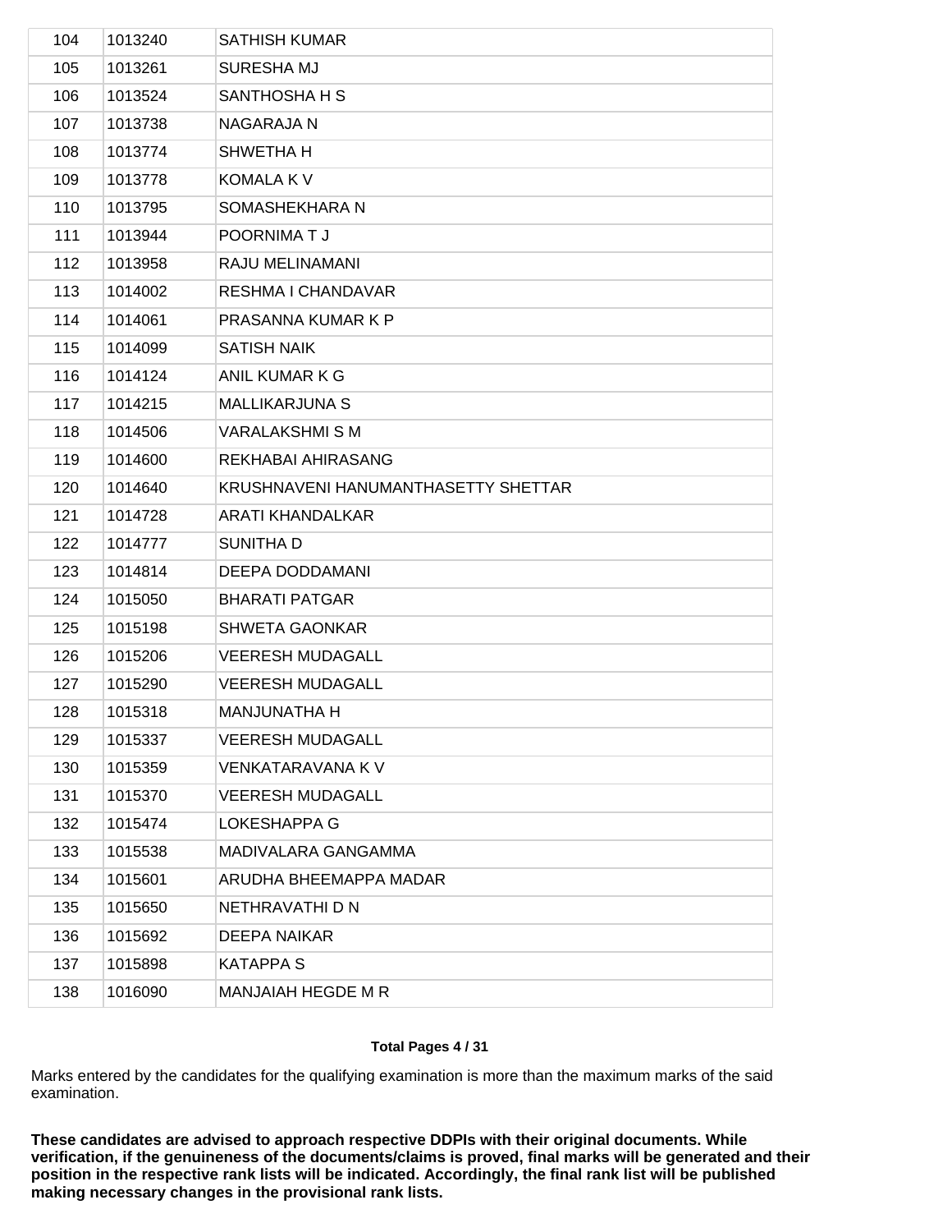| 104 | 1013240 | SATHISH KUMAR |
|---|---|---|
| 105 | 1013261 | SURESHA MJ |
| 106 | 1013524 | SANTHOSHA H S |
| 107 | 1013738 | NAGARAJA N |
| 108 | 1013774 | SHWETHA H |
| 109 | 1013778 | KOMALA K V |
| 110 | 1013795 | SOMASHEKHARA N |
| 111 | 1013944 | POORNIMA T J |
| 112 | 1013958 | RAJU MELINAMANI |
| 113 | 1014002 | RESHMA I CHANDAVAR |
| 114 | 1014061 | PRASANNA KUMAR K P |
| 115 | 1014099 | SATISH NAIK |
| 116 | 1014124 | ANIL KUMAR K G |
| 117 | 1014215 | MALLIKARJUNA S |
| 118 | 1014506 | VARALAKSHMI S M |
| 119 | 1014600 | REKHABAI AHIRASANG |
| 120 | 1014640 | KRUSHNAVENI HANUMANTHASETTY SHETTAR |
| 121 | 1014728 | ARATI KHANDALKAR |
| 122 | 1014777 | SUNITHA D |
| 123 | 1014814 | DEEPA DODDAMANI |
| 124 | 1015050 | BHARATI PATGAR |
| 125 | 1015198 | SHWETA GAONKAR |
| 126 | 1015206 | VEERESH MUDAGALL |
| 127 | 1015290 | VEERESH MUDAGALL |
| 128 | 1015318 | MANJUNATHA H |
| 129 | 1015337 | VEERESH MUDAGALL |
| 130 | 1015359 | VENKATARAVANA K V |
| 131 | 1015370 | VEERESH MUDAGALL |
| 132 | 1015474 | LOKESHAPPA G |
| 133 | 1015538 | MADIVALARA GANGAMMA |
| 134 | 1015601 | ARUDHA BHEEMAPPA MADAR |
| 135 | 1015650 | NETHRAVATHI D N |
| 136 | 1015692 | DEEPA NAIKAR |
| 137 | 1015898 | KATAPPA S |
| 138 | 1016090 | MANJAIAH HEGDE M R |

Marks entered by the candidates for the qualifying examination is more than the maximum marks of the said examination.

**These candidates are advised to approach respective DDPIs with their original documents. While verification, if the genuineness of the documents/claims is proved, final marks will be generated and their position in the respective rank lists will be indicated. Accordingly, the final rank list will be published making necessary changes in the provisional rank lists.**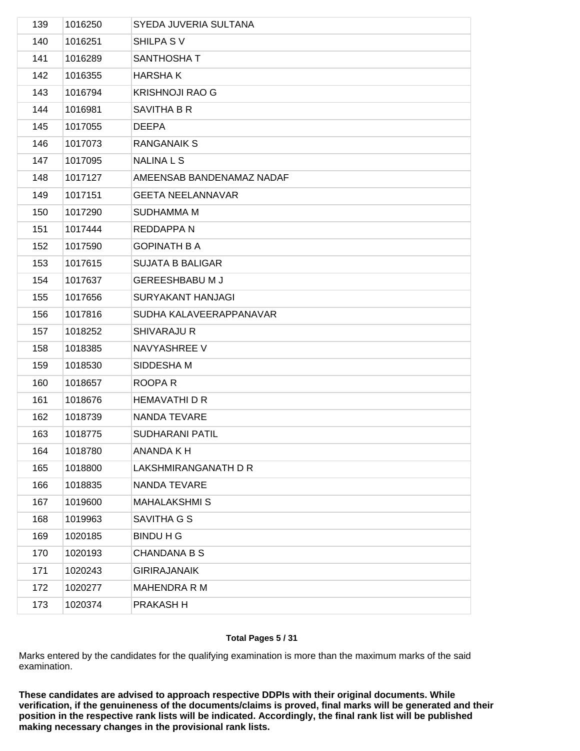| 139 | 1016250 | SYEDA JUVERIA SULTANA |
|---|---|---|
| 140 | 1016251 | SHILPA S V |
| 141 | 1016289 | SANTHOSHA T |
| 142 | 1016355 | HARSHA K |
| 143 | 1016794 | KRISHNOJI RAO G |
| 144 | 1016981 | SAVITHA B R |
| 145 | 1017055 | DEEPA |
| 146 | 1017073 | RANGANAIK S |
| 147 | 1017095 | NALINA L S |
| 148 | 1017127 | AMEENSAB BANDENAMAZ NADAF |
| 149 | 1017151 | GEETA NEELANNAVAR |
| 150 | 1017290 | SUDHAMMA M |
| 151 | 1017444 | REDDAPPA N |
| 152 | 1017590 | GOPINATH B A |
| 153 | 1017615 | SUJATA B BALIGAR |
| 154 | 1017637 | GEREESHBABU M J |
| 155 | 1017656 | SURYAKANT HANJAGI |
| 156 | 1017816 | SUDHA KALAVEERAPPANAVAR |
| 157 | 1018252 | SHIVARAJU R |
| 158 | 1018385 | NAVYASHREE V |
| 159 | 1018530 | SIDDESHA M |
| 160 | 1018657 | ROOPA R |
| 161 | 1018676 | HEMAVATHI D R |
| 162 | 1018739 | NANDA TEVARE |
| 163 | 1018775 | SUDHARANI PATIL |
| 164 | 1018780 | ANANDA K H |
| 165 | 1018800 | LAKSHMIRANGANATH D R |
| 166 | 1018835 | NANDA TEVARE |
| 167 | 1019600 | MAHALAKSHMI S |
| 168 | 1019963 | SAVITHA G S |
| 169 | 1020185 | BINDU H G |
| 170 | 1020193 | CHANDANA B S |
| 171 | 1020243 | GIRIRAJANAIK |
| 172 | 1020277 | MAHENDRA R M |
| 173 | 1020374 | PRAKASH H |

Marks entered by the candidates for the qualifying examination is more than the maximum marks of the said examination.

**These candidates are advised to approach respective DDPIs with their original documents. While verification, if the genuineness of the documents/claims is proved, final marks will be generated and their position in the respective rank lists will be indicated. Accordingly, the final rank list will be published making necessary changes in the provisional rank lists.**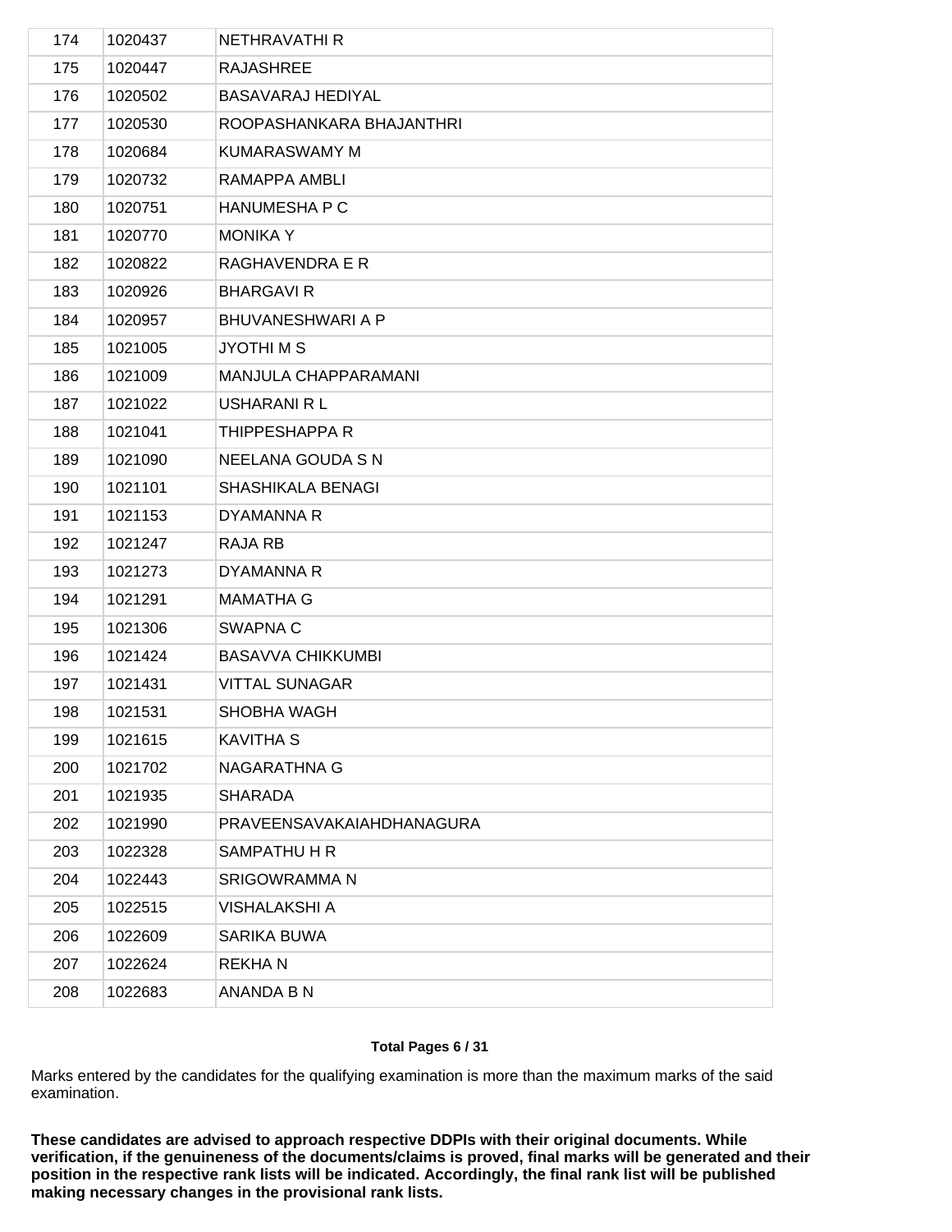| 174 | 1020437 | NETHRAVATHI R |
|---|---|---|
| 175 | 1020447 | RAJASHREE |
| 176 | 1020502 | BASAVARAJ HEDIYAL |
| 177 | 1020530 | ROOPASHANKARA BHAJANTHRI |
| 178 | 1020684 | KUMARASWAMY M |
| 179 | 1020732 | RAMAPPA AMBLI |
| 180 | 1020751 | HANUMESHA P C |
| 181 | 1020770 | MONIKA Y |
| 182 | 1020822 | RAGHAVENDRA E R |
| 183 | 1020926 | BHARGAVI R |
| 184 | 1020957 | BHUVANESHWARI A P |
| 185 | 1021005 | JYOTHI M S |
| 186 | 1021009 | MANJULA CHAPPARAMANI |
| 187 | 1021022 | USHARANI R L |
| 188 | 1021041 | THIPPESHAPPA R |
| 189 | 1021090 | NEELANA GOUDA S N |
| 190 | 1021101 | SHASHIKALA BENAGI |
| 191 | 1021153 | DYAMANNA R |
| 192 | 1021247 | RAJA RB |
| 193 | 1021273 | DYAMANNA R |
| 194 | 1021291 | MAMATHA G |
| 195 | 1021306 | SWAPNA C |
| 196 | 1021424 | BASAVVA CHIKKUMBI |
| 197 | 1021431 | VITTAL SUNAGAR |
| 198 | 1021531 | SHOBHA WAGH |
| 199 | 1021615 | KAVITHA S |
| 200 | 1021702 | NAGARATHNA G |
| 201 | 1021935 | SHARADA |
| 202 | 1021990 | PRAVEENSAVAKAIAHDHANAGURA |
| 203 | 1022328 | SAMPATHU H R |
| 204 | 1022443 | SRIGOWRAMMA N |
| 205 | 1022515 | VISHALAKSHI A |
| 206 | 1022609 | SARIKA BUWA |
| 207 | 1022624 | REKHA N |
| 208 | 1022683 | ANANDA B N |

Marks entered by the candidates for the qualifying examination is more than the maximum marks of the said examination.

**These candidates are advised to approach respective DDPIs with their original documents. While verification, if the genuineness of the documents/claims is proved, final marks will be generated and their position in the respective rank lists will be indicated. Accordingly, the final rank list will be published making necessary changes in the provisional rank lists.**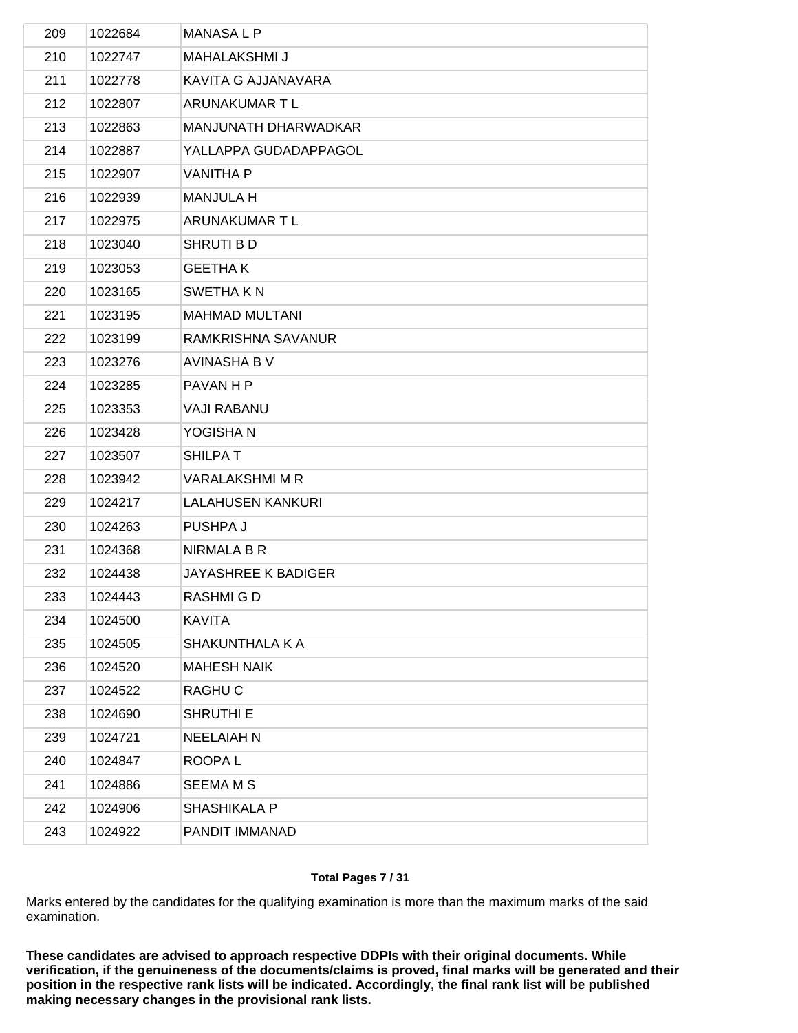| 209 | 1022684 | MANASA L P |
|---|---|---|
| 210 | 1022747 | MAHALAKSHMI J |
| 211 | 1022778 | KAVITA G AJJANAVARA |
| 212 | 1022807 | ARUNAKUMAR T L |
| 213 | 1022863 | MANJUNATH DHARWADKAR |
| 214 | 1022887 | YALLAPPA GUDADAPPAGOL |
| 215 | 1022907 | VANITHA P |
| 216 | 1022939 | MANJULA H |
| 217 | 1022975 | ARUNAKUMAR T L |
| 218 | 1023040 | SHRUTI B D |
| 219 | 1023053 | GEETHA K |
| 220 | 1023165 | SWETHA K N |
| 221 | 1023195 | MAHMAD MULTANI |
| 222 | 1023199 | RAMKRISHNA SAVANUR |
| 223 | 1023276 | AVINASHA B V |
| 224 | 1023285 | PAVAN H P |
| 225 | 1023353 | VAJI RABANU |
| 226 | 1023428 | YOGISHA N |
| 227 | 1023507 | SHILPA T |
| 228 | 1023942 | VARALAKSHMI M R |
| 229 | 1024217 | LALAHUSEN KANKURI |
| 230 | 1024263 | PUSHPA J |
| 231 | 1024368 | NIRMALA B R |
| 232 | 1024438 | JAYASHREE K BADIGER |
| 233 | 1024443 | RASHMI G D |
| 234 | 1024500 | KAVITA |
| 235 | 1024505 | SHAKUNTHALA K A |
| 236 | 1024520 | MAHESH NAIK |
| 237 | 1024522 | RAGHU C |
| 238 | 1024690 | SHRUTHI E |
| 239 | 1024721 | NEELAIAH N |
| 240 | 1024847 | ROOPA L |
| 241 | 1024886 | SEEMA M S |
| 242 | 1024906 | SHASHIKALA P |
| 243 | 1024922 | PANDIT IMMANAD |

Marks entered by the candidates for the qualifying examination is more than the maximum marks of the said examination.

**These candidates are advised to approach respective DDPIs with their original documents. While verification, if the genuineness of the documents/claims is proved, final marks will be generated and their position in the respective rank lists will be indicated. Accordingly, the final rank list will be published making necessary changes in the provisional rank lists.**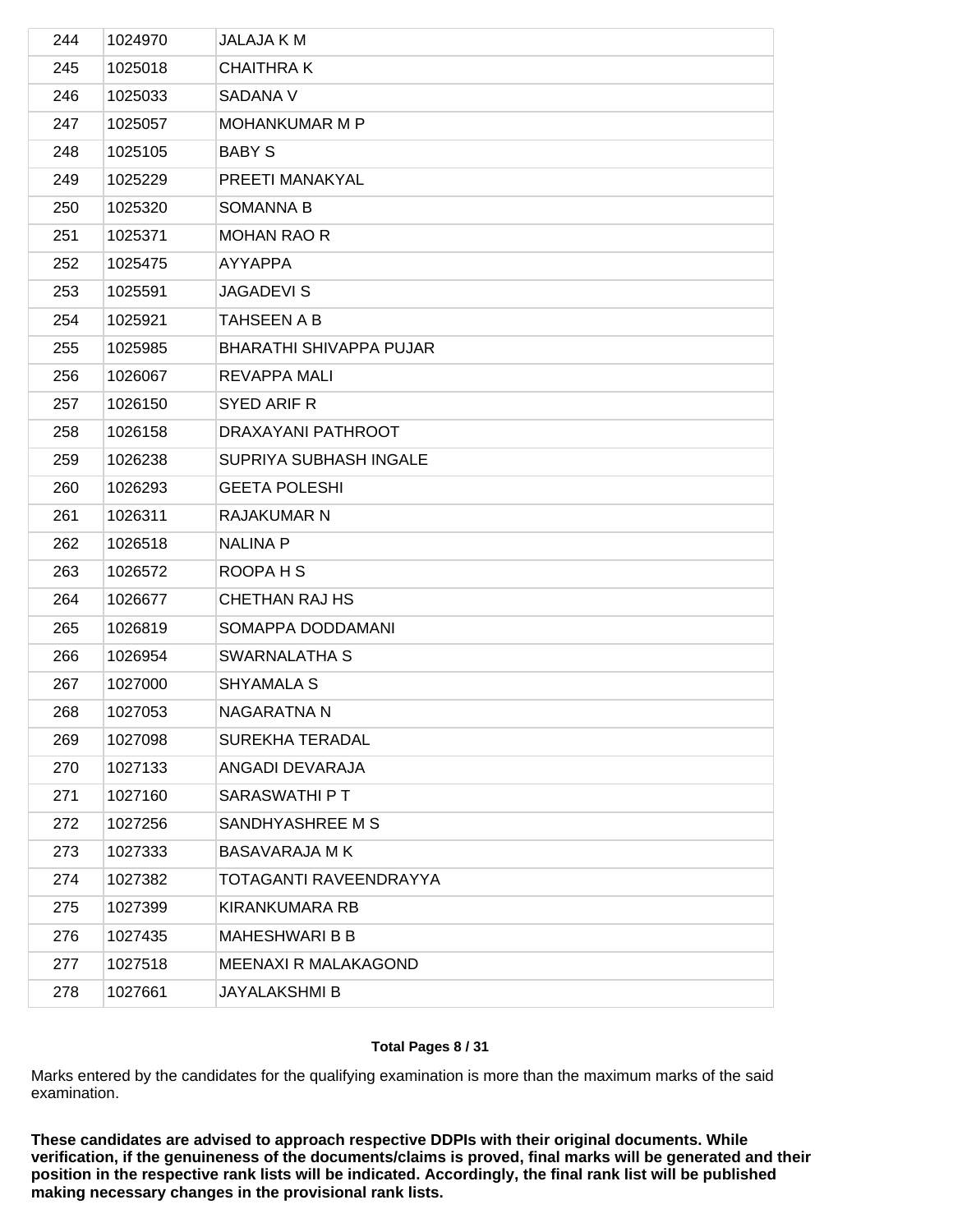| 244 | 1024970 | JALAJA K M |
|---|---|---|
| 245 | 1025018 | CHAITHRA K |
| 246 | 1025033 | SADANA V |
| 247 | 1025057 | MOHANKUMAR M P |
| 248 | 1025105 | BABY S |
| 249 | 1025229 | PREETI MANAKYAL |
| 250 | 1025320 | SOMANNA B |
| 251 | 1025371 | MOHAN RAO R |
| 252 | 1025475 | AYYAPPA |
| 253 | 1025591 | JAGADEVI S |
| 254 | 1025921 | TAHSEEN A B |
| 255 | 1025985 | BHARATHI SHIVAPPA PUJAR |
| 256 | 1026067 | REVAPPA MALI |
| 257 | 1026150 | SYED ARIF R |
| 258 | 1026158 | DRAXAYANI PATHROOT |
| 259 | 1026238 | SUPRIYA SUBHASH INGALE |
| 260 | 1026293 | GEETA POLESHI |
| 261 | 1026311 | RAJAKUMAR N |
| 262 | 1026518 | NALINA P |
| 263 | 1026572 | ROOPA H S |
| 264 | 1026677 | CHETHAN RAJ HS |
| 265 | 1026819 | SOMAPPA DODDAMANI |
| 266 | 1026954 | SWARNALATHA S |
| 267 | 1027000 | SHYAMALA S |
| 268 | 1027053 | NAGARATNA N |
| 269 | 1027098 | SUREKHA TERADAL |
| 270 | 1027133 | ANGADI DEVARAJA |
| 271 | 1027160 | SARASWATHI P T |
| 272 | 1027256 | SANDHYASHREE M S |
| 273 | 1027333 | BASAVARAJA M K |
| 274 | 1027382 | TOTAGANTI RAVEENDRAYYA |
| 275 | 1027399 | KIRANKUMARA RB |
| 276 | 1027435 | MAHESHWARI B B |
| 277 | 1027518 | MEENAXI R MALAKAGOND |
| 278 | 1027661 | JAYALAKSHMI B |

Marks entered by the candidates for the qualifying examination is more than the maximum marks of the said examination.

**These candidates are advised to approach respective DDPIs with their original documents. While verification, if the genuineness of the documents/claims is proved, final marks will be generated and their position in the respective rank lists will be indicated. Accordingly, the final rank list will be published making necessary changes in the provisional rank lists.**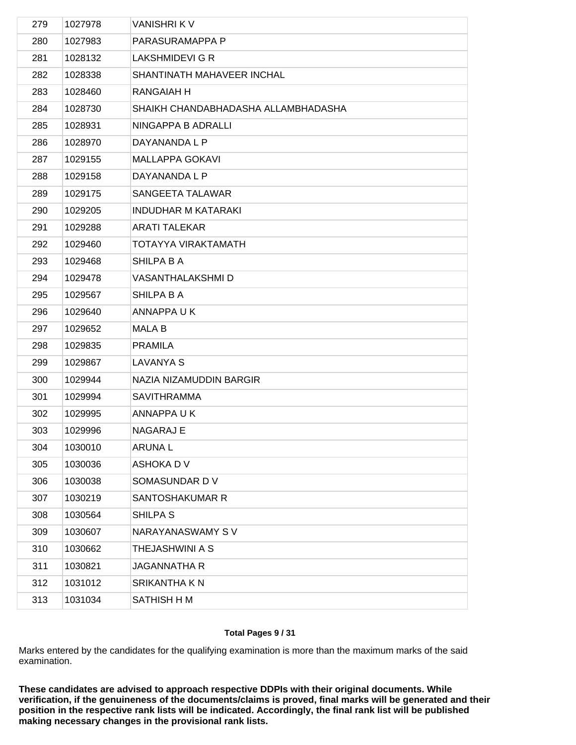| | | |
|---|---|---|
| 279 | 1027978 | VANISHRI K V |
| 280 | 1027983 | PARASURAMAPPA P |
| 281 | 1028132 | LAKSHMIDEVI G R |
| 282 | 1028338 | SHANTINATH MAHAVEER INCHAL |
| 283 | 1028460 | RANGAIAH H |
| 284 | 1028730 | SHAIKH CHANDABHADASHA ALLAMBHADASHA |
| 285 | 1028931 | NINGAPPA B ADRALLI |
| 286 | 1028970 | DAYANANDA L P |
| 287 | 1029155 | MALLAPPA GOKAVI |
| 288 | 1029158 | DAYANANDA L P |
| 289 | 1029175 | SANGEETA TALAWAR |
| 290 | 1029205 | INDUDHAR M KATARAKI |
| 291 | 1029288 | ARATI TALEKAR |
| 292 | 1029460 | TOTAYYA VIRAKTAMATH |
| 293 | 1029468 | SHILPA B A |
| 294 | 1029478 | VASANTHALAKSHMI D |
| 295 | 1029567 | SHILPA B A |
| 296 | 1029640 | ANNAPPA U K |
| 297 | 1029652 | MALA B |
| 298 | 1029835 | PRAMILA |
| 299 | 1029867 | LAVANYA S |
| 300 | 1029944 | NAZIA NIZAMUDDIN BARGIR |
| 301 | 1029994 | SAVITHRAMMA |
| 302 | 1029995 | ANNAPPA U K |
| 303 | 1029996 | NAGARAJ E |
| 304 | 1030010 | ARUNA L |
| 305 | 1030036 | ASHOKA D V |
| 306 | 1030038 | SOMASUNDAR D V |
| 307 | 1030219 | SANTOSHAKUMAR R |
| 308 | 1030564 | SHILPA S |
| 309 | 1030607 | NARAYANASWAMY S V |
| 310 | 1030662 | THEJASHWINI A S |
| 311 | 1030821 | JAGANNATHA R |
| 312 | 1031012 | SRIKANTHA K N |
| 313 | 1031034 | SATHISH H M |

Marks entered by the candidates for the qualifying examination is more than the maximum marks of the said examination.

**These candidates are advised to approach respective DDPIs with their original documents. While verification, if the genuineness of the documents/claims is proved, final marks will be generated and their position in the respective rank lists will be indicated. Accordingly, the final rank list will be published making necessary changes in the provisional rank lists.**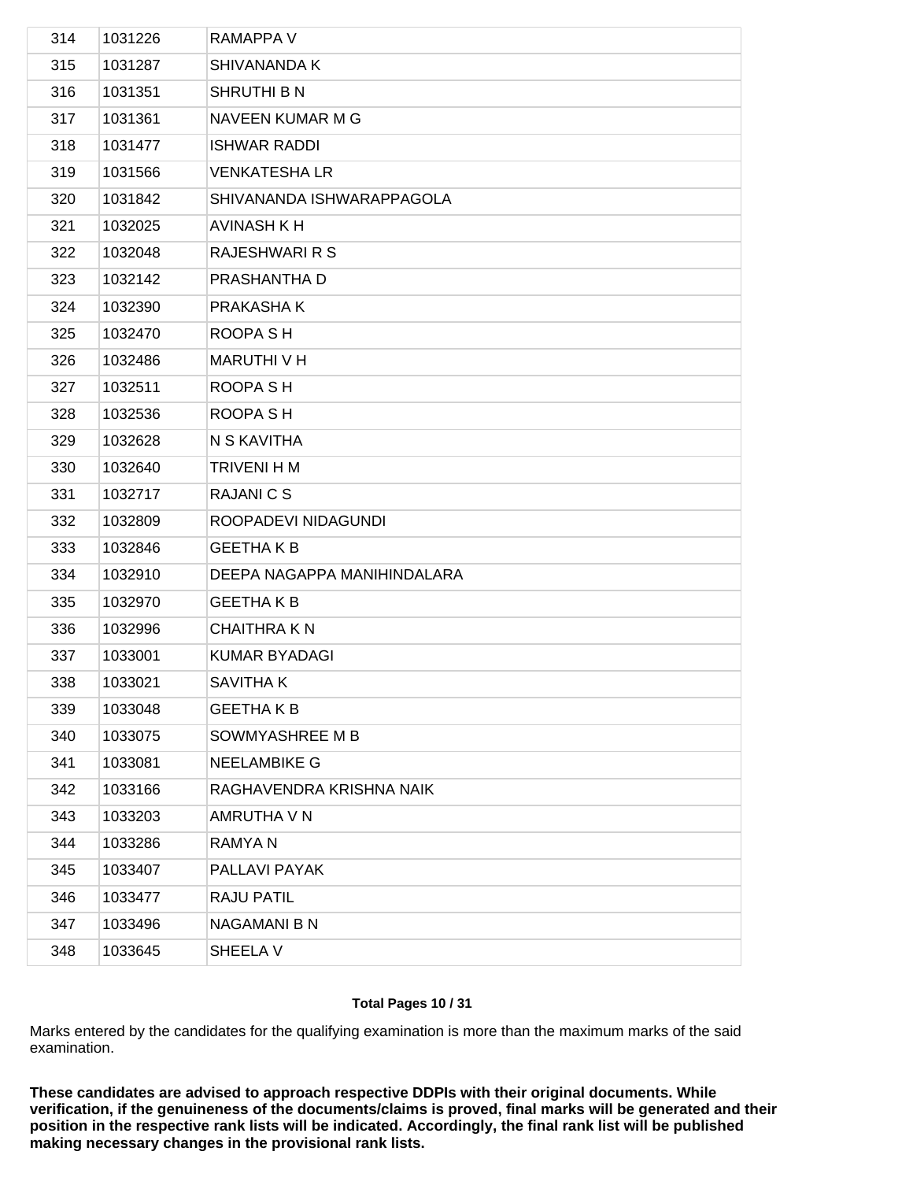| 314 | 1031226 | RAMAPPA V |
|---|---|---|
| 315 | 1031287 | SHIVANANDA K |
| 316 | 1031351 | SHRUTHI B N |
| 317 | 1031361 | NAVEEN KUMAR M G |
| 318 | 1031477 | ISHWAR RADDI |
| 319 | 1031566 | VENKATESHA LR |
| 320 | 1031842 | SHIVANANDA ISHWARAPPAGOLA |
| 321 | 1032025 | AVINASH K H |
| 322 | 1032048 | RAJESHWARI R S |
| 323 | 1032142 | PRASHANTHA D |
| 324 | 1032390 | PRAKASHA K |
| 325 | 1032470 | ROOPA S H |
| 326 | 1032486 | MARUTHI V H |
| 327 | 1032511 | ROOPA S H |
| 328 | 1032536 | ROOPA S H |
| 329 | 1032628 | N S KAVITHA |
| 330 | 1032640 | TRIVENI H M |
| 331 | 1032717 | RAJANI C S |
| 332 | 1032809 | ROOPADEVI NIDAGUNDI |
| 333 | 1032846 | GEETHA K B |
| 334 | 1032910 | DEEPA NAGAPPA MANIHINDALARA |
| 335 | 1032970 | GEETHA K B |
| 336 | 1032996 | CHAITHRA K N |
| 337 | 1033001 | KUMAR BYADAGI |
| 338 | 1033021 | SAVITHA K |
| 339 | 1033048 | GEETHA K B |
| 340 | 1033075 | SOWMYASHREE M B |
| 341 | 1033081 | NEELAMBIKE G |
| 342 | 1033166 | RAGHAVENDRA KRISHNA NAIK |
| 343 | 1033203 | AMRUTHA V N |
| 344 | 1033286 | RAMYA N |
| 345 | 1033407 | PALLAVI PAYAK |
| 346 | 1033477 | RAJU PATIL |
| 347 | 1033496 | NAGAMANI B N |
| 348 | 1033645 | SHEELA V |

Marks entered by the candidates for the qualifying examination is more than the maximum marks of the said examination.

**These candidates are advised to approach respective DDPIs with their original documents. While verification, if the genuineness of the documents/claims is proved, final marks will be generated and their position in the respective rank lists will be indicated. Accordingly, the final rank list will be published making necessary changes in the provisional rank lists.**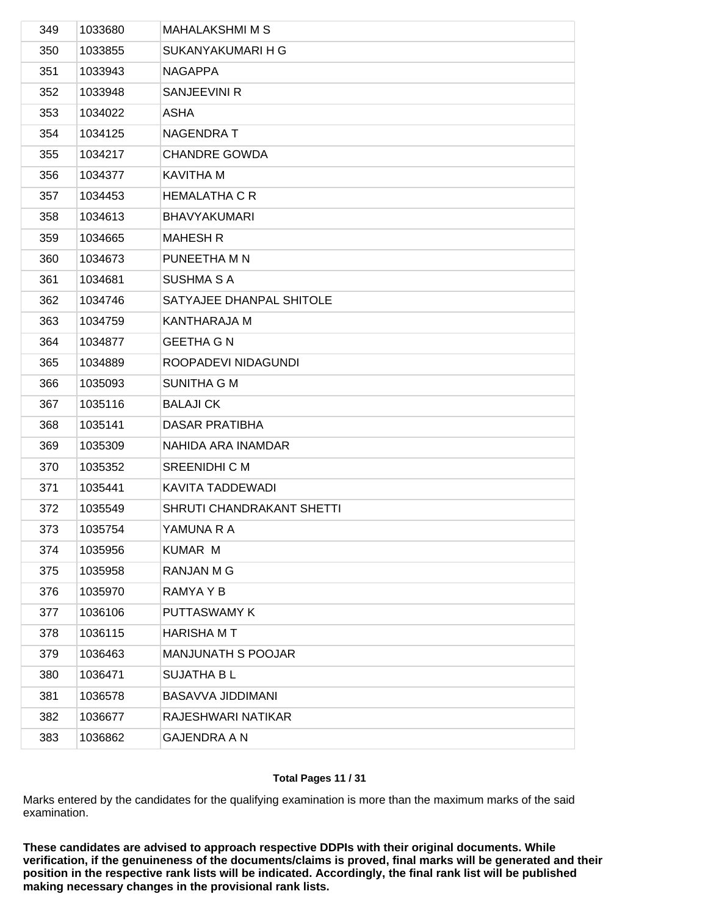| 349 | 1033680 | MAHALAKSHMI M S |
|---|---|---|
| 350 | 1033855 | SUKANYAKUMARI H G |
| 351 | 1033943 | NAGAPPA |
| 352 | 1033948 | SANJEEVINI R |
| 353 | 1034022 | ASHA |
| 354 | 1034125 | NAGENDRA T |
| 355 | 1034217 | CHANDRE GOWDA |
| 356 | 1034377 | KAVITHA M |
| 357 | 1034453 | HEMALATHA C R |
| 358 | 1034613 | BHAVYAKUMARI |
| 359 | 1034665 | MAHESH R |
| 360 | 1034673 | PUNEETHA M N |
| 361 | 1034681 | SUSHMA S A |
| 362 | 1034746 | SATYAJEE DHANPAL SHITOLE |
| 363 | 1034759 | KANTHARAJA M |
| 364 | 1034877 | GEETHA G N |
| 365 | 1034889 | ROOPADEVI NIDAGUNDI |
| 366 | 1035093 | SUNITHA G M |
| 367 | 1035116 | BALAJI CK |
| 368 | 1035141 | DASAR PRATIBHA |
| 369 | 1035309 | NAHIDA ARA INAMDAR |
| 370 | 1035352 | SREENIDHI C M |
| 371 | 1035441 | KAVITA TADDEWADI |
| 372 | 1035549 | SHRUTI CHANDRAKANT SHETTI |
| 373 | 1035754 | YAMUNA R A |
| 374 | 1035956 | KUMAR M |
| 375 | 1035958 | RANJAN M G |
| 376 | 1035970 | RAMYA Y B |
| 377 | 1036106 | PUTTASWAMY K |
| 378 | 1036115 | HARISHA M T |
| 379 | 1036463 | MANJUNATH S POOJAR |
| 380 | 1036471 | SUJATHA B L |
| 381 | 1036578 | BASAVVA JIDDIMANI |
| 382 | 1036677 | RAJESHWARI NATIKAR |
| 383 | 1036862 | GAJENDRA A N |

Marks entered by the candidates for the qualifying examination is more than the maximum marks of the said examination.

**These candidates are advised to approach respective DDPIs with their original documents. While verification, if the genuineness of the documents/claims is proved, final marks will be generated and their position in the respective rank lists will be indicated. Accordingly, the final rank list will be published making necessary changes in the provisional rank lists.**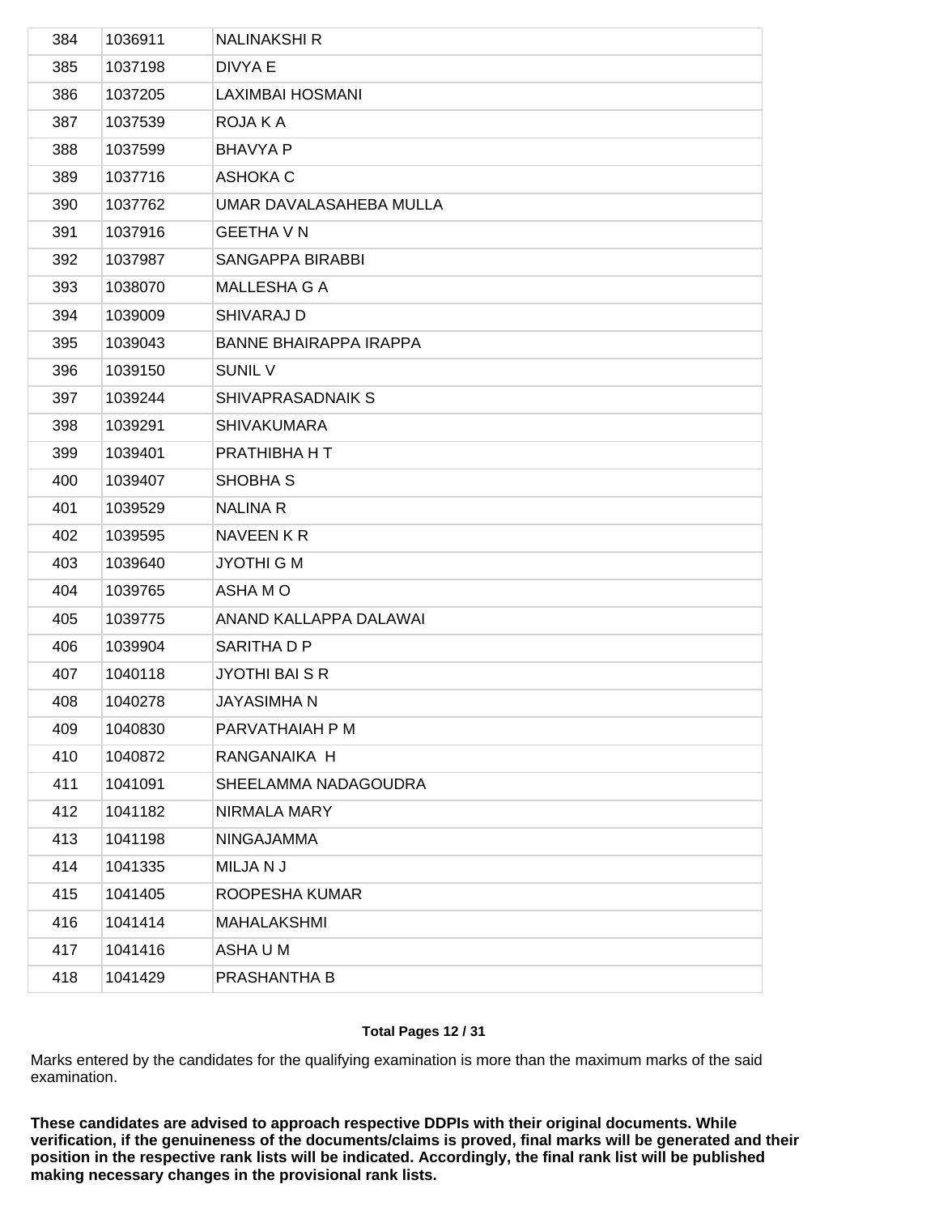| 384 | 1036911 | NALINAKSHI R |
|---|---|---|
| 385 | 1037198 | DIVYA E |
| 386 | 1037205 | LAXIMBAI HOSMANI |
| 387 | 1037539 | ROJA K A |
| 388 | 1037599 | BHAVYA P |
| 389 | 1037716 | ASHOKA C |
| 390 | 1037762 | UMAR DAVALASAHEBA MULLA |
| 391 | 1037916 | GEETHA V N |
| 392 | 1037987 | SANGAPPA BIRABBI |
| 393 | 1038070 | MALLESHA G A |
| 394 | 1039009 | SHIVARAJ D |
| 395 | 1039043 | BANNE BHAIRAPPA IRAPPA |
| 396 | 1039150 | SUNIL V |
| 397 | 1039244 | SHIVAPRASADNAIK S |
| 398 | 1039291 | SHIVAKUMARA |
| 399 | 1039401 | PRATHIBHA H T |
| 400 | 1039407 | SHOBHA S |
| 401 | 1039529 | NALINA R |
| 402 | 1039595 | NAVEEN K R |
| 403 | 1039640 | JYOTHI G M |
| 404 | 1039765 | ASHA M O |
| 405 | 1039775 | ANAND KALLAPPA DALAWAI |
| 406 | 1039904 | SARITHA D P |
| 407 | 1040118 | JYOTHI BAI S R |
| 408 | 1040278 | JAYASIMHA N |
| 409 | 1040830 | PARVATHAIAH P M |
| 410 | 1040872 | RANGANAIKA H |
| 411 | 1041091 | SHEELAMMA NADAGOUDRA |
| 412 | 1041182 | NIRMALA MARY |
| 413 | 1041198 | NINGAJAMMA |
| 414 | 1041335 | MILJA N J |
| 415 | 1041405 | ROOPESHA KUMAR |
| 416 | 1041414 | MAHALAKSHMI |
| 417 | 1041416 | ASHA U M |
| 418 | 1041429 | PRASHANTHA B |

Marks entered by the candidates for the qualifying examination is more than the maximum marks of the said examination.

**These candidates are advised to approach respective DDPIs with their original documents. While verification, if the genuineness of the documents/claims is proved, final marks will be generated and their position in the respective rank lists will be indicated. Accordingly, the final rank list will be published making necessary changes in the provisional rank lists.**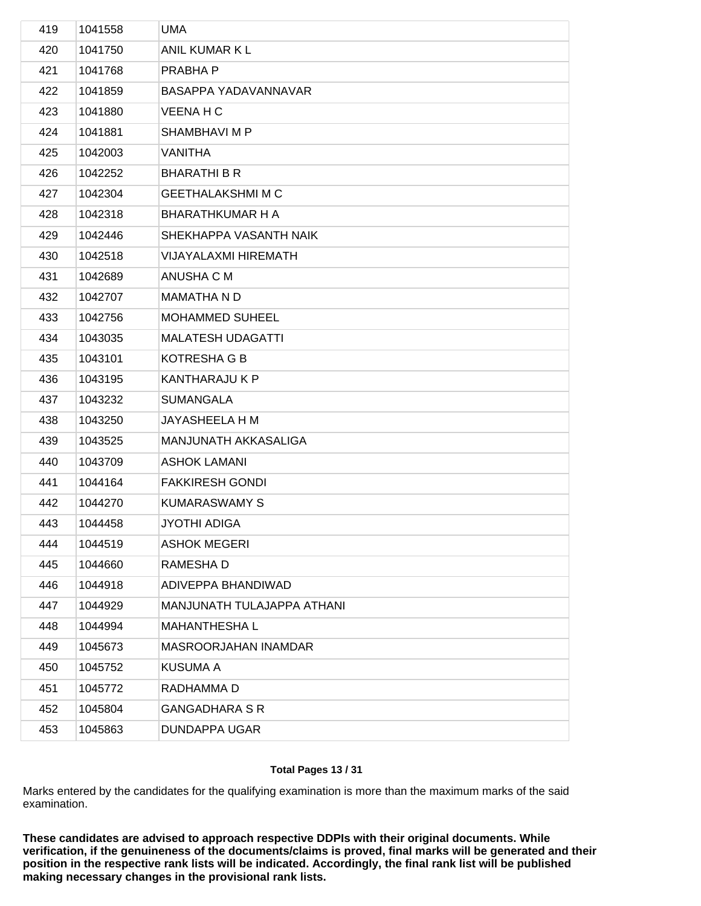| | | |
|---|---|---|
| 419 | 1041558 | UMA |
| 420 | 1041750 | ANIL KUMAR K L |
| 421 | 1041768 | PRABHA P |
| 422 | 1041859 | BASAPPA YADAVANNAVAR |
| 423 | 1041880 | VEENA H C |
| 424 | 1041881 | SHAMBHAVI M P |
| 425 | 1042003 | VANITHA |
| 426 | 1042252 | BHARATHI B R |
| 427 | 1042304 | GEETHALAKSHMI M C |
| 428 | 1042318 | BHARATHKUMAR H A |
| 429 | 1042446 | SHEKHAPPA VASANTH NAIK |
| 430 | 1042518 | VIJAYALAXMI HIREMATH |
| 431 | 1042689 | ANUSHA C M |
| 432 | 1042707 | MAMATHA N D |
| 433 | 1042756 | MOHAMMED SUHEEL |
| 434 | 1043035 | MALATESH UDAGATTI |
| 435 | 1043101 | KOTRESHA G B |
| 436 | 1043195 | KANTHARAJU K P |
| 437 | 1043232 | SUMANGALA |
| 438 | 1043250 | JAYASHEELA H M |
| 439 | 1043525 | MANJUNATH AKKASALIGA |
| 440 | 1043709 | ASHOK LAMANI |
| 441 | 1044164 | FAKKIRESH GONDI |
| 442 | 1044270 | KUMARASWAMY S |
| 443 | 1044458 | JYOTHI ADIGA |
| 444 | 1044519 | ASHOK MEGERI |
| 445 | 1044660 | RAMESHA D |
| 446 | 1044918 | ADIVEPPA BHANDIWAD |
| 447 | 1044929 | MANJUNATH TULAJAPPA ATHANI |
| 448 | 1044994 | MAHANTHESHA L |
| 449 | 1045673 | MASROORJAHAN INAMDAR |
| 450 | 1045752 | KUSUMA A |
| 451 | 1045772 | RADHAMMA D |
| 452 | 1045804 | GANGADHARA S R |
| 453 | 1045863 | DUNDAPPA UGAR |

Marks entered by the candidates for the qualifying examination is more than the maximum marks of the said examination.

**These candidates are advised to approach respective DDPIs with their original documents. While verification, if the genuineness of the documents/claims is proved, final marks will be generated and their position in the respective rank lists will be indicated. Accordingly, the final rank list will be published making necessary changes in the provisional rank lists.**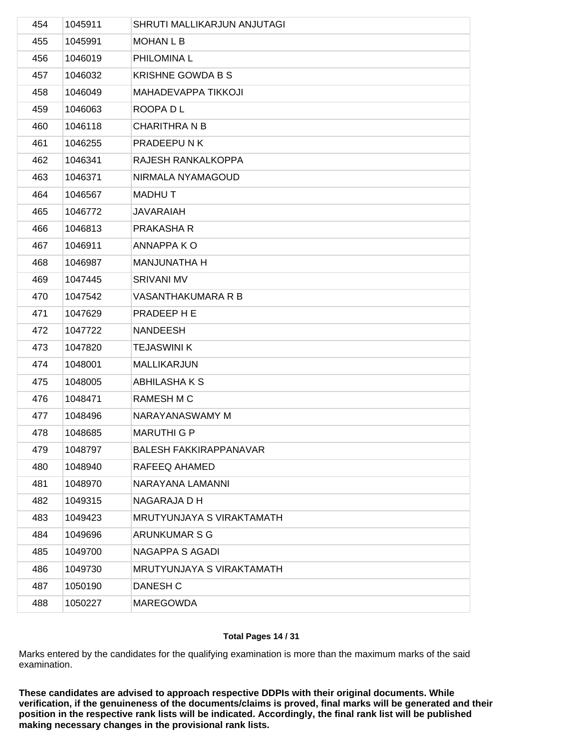| 454 | 1045911 | SHRUTI MALLIKARJUN ANJUTAGI |
|---|---|---|
| 455 | 1045991 | MOHAN L B |
| 456 | 1046019 | PHILOMINA L |
| 457 | 1046032 | KRISHNE GOWDA B S |
| 458 | 1046049 | MAHADEVAPPA TIKKOJI |
| 459 | 1046063 | ROOPA D L |
| 460 | 1046118 | CHARITHRA N B |
| 461 | 1046255 | PRADEEPU N K |
| 462 | 1046341 | RAJESH RANKALKOPPA |
| 463 | 1046371 | NIRMALA NYAMAGOUD |
| 464 | 1046567 | MADHU T |
| 465 | 1046772 | JAVARAIAH |
| 466 | 1046813 | PRAKASHA R |
| 467 | 1046911 | ANNAPPA K O |
| 468 | 1046987 | MANJUNATHA H |
| 469 | 1047445 | SRIVANI MV |
| 470 | 1047542 | VASANTHAKUMARA R B |
| 471 | 1047629 | PRADEEP H E |
| 472 | 1047722 | NANDEESH |
| 473 | 1047820 | TEJASWINI K |
| 474 | 1048001 | MALLIKARJUN |
| 475 | 1048005 | ABHILASHA K S |
| 476 | 1048471 | RAMESH M C |
| 477 | 1048496 | NARAYANASWAMY M |
| 478 | 1048685 | MARUTHI G P |
| 479 | 1048797 | BALESH FAKKIRAPPANAVAR |
| 480 | 1048940 | RAFEEQ AHAMED |
| 481 | 1048970 | NARAYANA LAMANNI |
| 482 | 1049315 | NAGARAJA D H |
| 483 | 1049423 | MRUTYUNJAYA S VIRAKTAMATH |
| 484 | 1049696 | ARUNKUMAR S G |
| 485 | 1049700 | NAGAPPA S AGADI |
| 486 | 1049730 | MRUTYUNJAYA S VIRAKTAMATH |
| 487 | 1050190 | DANESH C |
| 488 | 1050227 | MAREGOWDA |

Marks entered by the candidates for the qualifying examination is more than the maximum marks of the said examination.

**These candidates are advised to approach respective DDPIs with their original documents. While verification, if the genuineness of the documents/claims is proved, final marks will be generated and their position in the respective rank lists will be indicated. Accordingly, the final rank list will be published making necessary changes in the provisional rank lists.**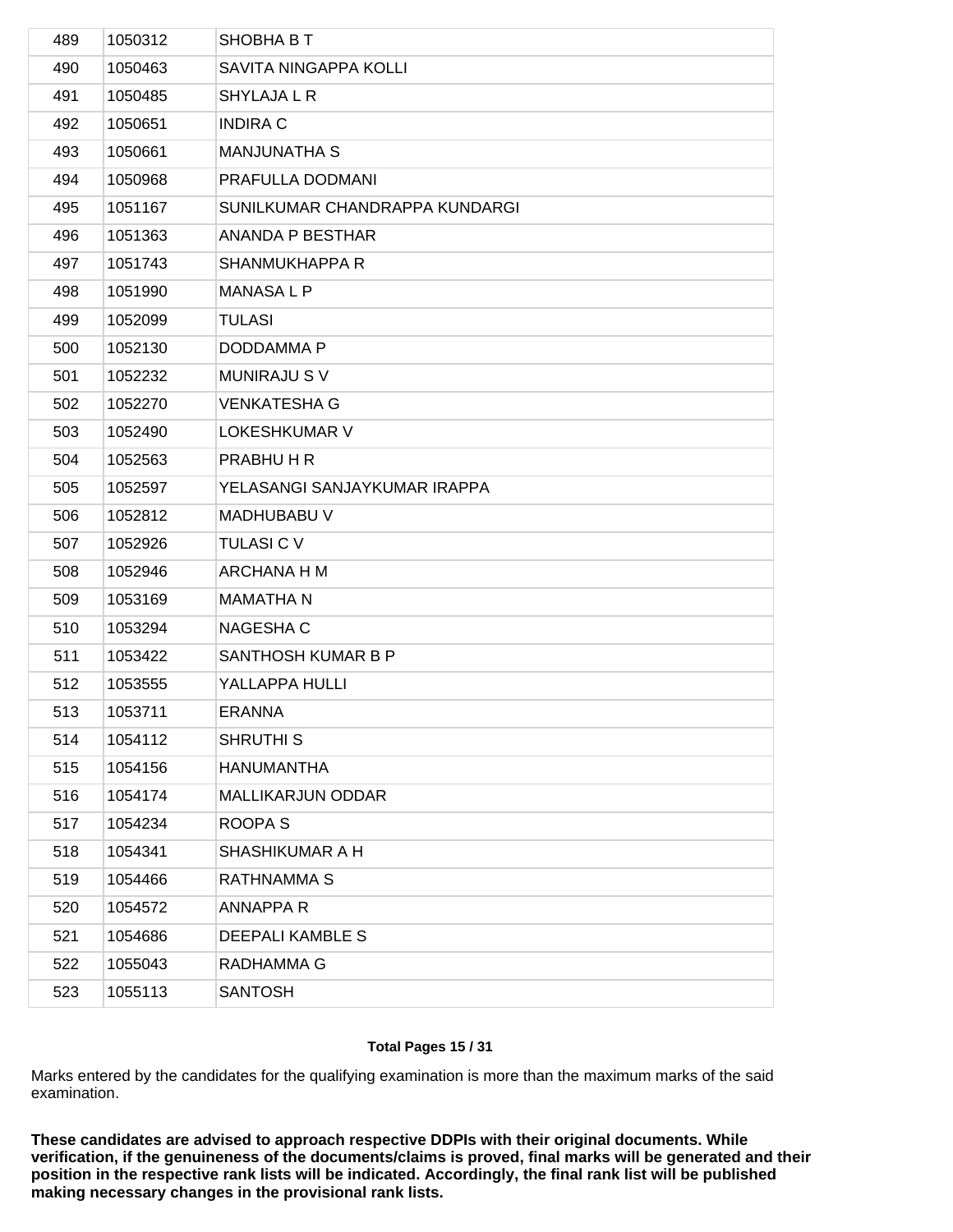| 489 | 1050312 | SHOBHA B T |
|---|---|---|
| 490 | 1050463 | SAVITA NINGAPPA KOLLI |
| 491 | 1050485 | SHYLAJA L R |
| 492 | 1050651 | INDIRA C |
| 493 | 1050661 | MANJUNATHA S |
| 494 | 1050968 | PRAFULLA DODMANI |
| 495 | 1051167 | SUNILKUMAR CHANDRAPPA KUNDARGI |
| 496 | 1051363 | ANANDA P BESTHAR |
| 497 | 1051743 | SHANMUKHAPPA R |
| 498 | 1051990 | MANASA L P |
| 499 | 1052099 | TULASI |
| 500 | 1052130 | DODDAMMA P |
| 501 | 1052232 | MUNIRAJU S V |
| 502 | 1052270 | VENKATESHA G |
| 503 | 1052490 | LOKESHKUMAR V |
| 504 | 1052563 | PRABHU H R |
| 505 | 1052597 | YELASANGI SANJAYKUMAR IRAPPA |
| 506 | 1052812 | MADHUBABU V |
| 507 | 1052926 | TULASI C V |
| 508 | 1052946 | ARCHANA H M |
| 509 | 1053169 | MAMATHA N |
| 510 | 1053294 | NAGESHA C |
| 511 | 1053422 | SANTHOSH KUMAR B P |
| 512 | 1053555 | YALLAPPA HULLI |
| 513 | 1053711 | ERANNA |
| 514 | 1054112 | SHRUTHI S |
| 515 | 1054156 | HANUMANTHA |
| 516 | 1054174 | MALLIKARJUN ODDAR |
| 517 | 1054234 | ROOPA S |
| 518 | 1054341 | SHASHIKUMAR A H |
| 519 | 1054466 | RATHNAMMA S |
| 520 | 1054572 | ANNAPPA R |
| 521 | 1054686 | DEEPALI KAMBLE S |
| 522 | 1055043 | RADHAMMA G |
| 523 | 1055113 | SANTOSH |

Marks entered by the candidates for the qualifying examination is more than the maximum marks of the said examination.

**These candidates are advised to approach respective DDPIs with their original documents. While verification, if the genuineness of the documents/claims is proved, final marks will be generated and their position in the respective rank lists will be indicated. Accordingly, the final rank list will be published making necessary changes in the provisional rank lists.**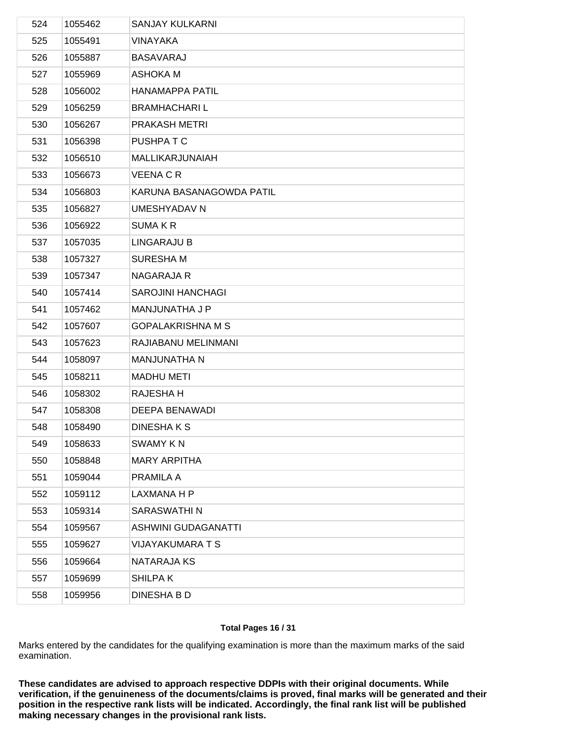| 524 | 1055462 | SANJAY KULKARNI |
|---|---|---|
| 525 | 1055491 | VINAYAKA |
| 526 | 1055887 | BASAVARAJ |
| 527 | 1055969 | ASHOKA M |
| 528 | 1056002 | HANAMAPPA PATIL |
| 529 | 1056259 | BRAMHACHARI L |
| 530 | 1056267 | PRAKASH METRI |
| 531 | 1056398 | PUSHPA T C |
| 532 | 1056510 | MALLIKARJUNAIAH |
| 533 | 1056673 | VEENA C R |
| 534 | 1056803 | KARUNA BASANAGOWDA PATIL |
| 535 | 1056827 | UMESHYADAV N |
| 536 | 1056922 | SUMA K R |
| 537 | 1057035 | LINGARAJU B |
| 538 | 1057327 | SURESHA M |
| 539 | 1057347 | NAGARAJA R |
| 540 | 1057414 | SAROJINI HANCHAGI |
| 541 | 1057462 | MANJUNATHA J P |
| 542 | 1057607 | GOPALAKRISHNA M S |
| 543 | 1057623 | RAJIABANU MELINMANI |
| 544 | 1058097 | MANJUNATHA N |
| 545 | 1058211 | MADHU METI |
| 546 | 1058302 | RAJESHA H |
| 547 | 1058308 | DEEPA BENAWADI |
| 548 | 1058490 | DINESHA K S |
| 549 | 1058633 | SWAMY K N |
| 550 | 1058848 | MARY ARPITHA |
| 551 | 1059044 | PRAMILA A |
| 552 | 1059112 | LAXMANA H P |
| 553 | 1059314 | SARASWATHI N |
| 554 | 1059567 | ASHWINI GUDAGANATTI |
| 555 | 1059627 | VIJAYAKUMARA T S |
| 556 | 1059664 | NATARAJA KS |
| 557 | 1059699 | SHILPA K |
| 558 | 1059956 | DINESHA B D |

Marks entered by the candidates for the qualifying examination is more than the maximum marks of the said examination.

**These candidates are advised to approach respective DDPIs with their original documents. While verification, if the genuineness of the documents/claims is proved, final marks will be generated and their position in the respective rank lists will be indicated. Accordingly, the final rank list will be published making necessary changes in the provisional rank lists.**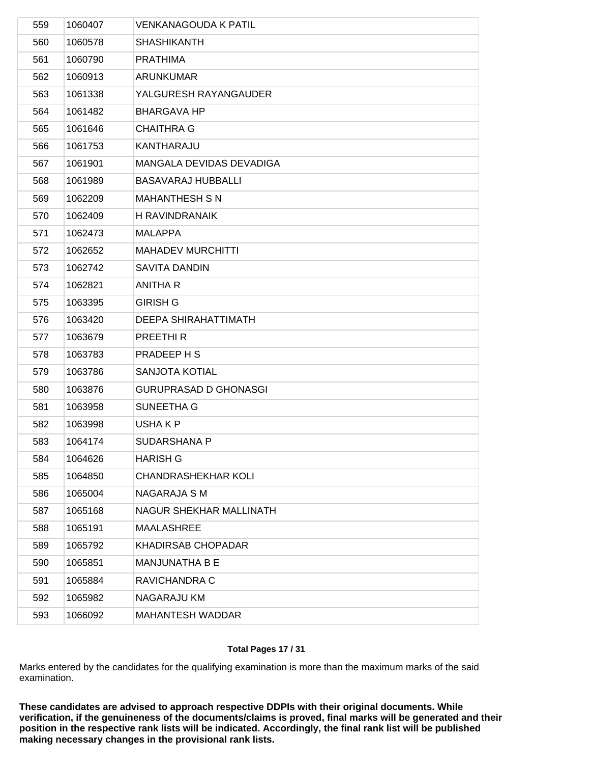| 559 | 1060407 | VENKANAGOUDA K PATIL |
|---|---|---|
| 560 | 1060578 | SHASHIKANTH |
| 561 | 1060790 | PRATHIMA |
| 562 | 1060913 | ARUNKUMAR |
| 563 | 1061338 | YALGURESH RAYANGAUDER |
| 564 | 1061482 | BHARGAVA HP |
| 565 | 1061646 | CHAITHRA G |
| 566 | 1061753 | KANTHARAJU |
| 567 | 1061901 | MANGALA DEVIDAS DEVADIGA |
| 568 | 1061989 | BASAVARAJ HUBBALLI |
| 569 | 1062209 | MAHANTHESH S N |
| 570 | 1062409 | H RAVINDRANAIK |
| 571 | 1062473 | MALAPPA |
| 572 | 1062652 | MAHADEV MURCHITTI |
| 573 | 1062742 | SAVITA DANDIN |
| 574 | 1062821 | ANITHA R |
| 575 | 1063395 | GIRISH G |
| 576 | 1063420 | DEEPA SHIRAHATTIMATH |
| 577 | 1063679 | PREETHI R |
| 578 | 1063783 | PRADEEP H S |
| 579 | 1063786 | SANJOTA KOTIAL |
| 580 | 1063876 | GURUPRASAD D GHONASGI |
| 581 | 1063958 | SUNEETHA G |
| 582 | 1063998 | USHA K P |
| 583 | 1064174 | SUDARSHANA P |
| 584 | 1064626 | HARISH G |
| 585 | 1064850 | CHANDRASHEKHAR KOLI |
| 586 | 1065004 | NAGARAJA S M |
| 587 | 1065168 | NAGUR SHEKHAR MALLINATH |
| 588 | 1065191 | MAALASHREE |
| 589 | 1065792 | KHADIRSAB CHOPADAR |
| 590 | 1065851 | MANJUNATHA B E |
| 591 | 1065884 | RAVICHANDRA C |
| 592 | 1065982 | NAGARAJU KM |
| 593 | 1066092 | MAHANTESH WADDAR |

Marks entered by the candidates for the qualifying examination is more than the maximum marks of the said examination.

**These candidates are advised to approach respective DDPIs with their original documents. While verification, if the genuineness of the documents/claims is proved, final marks will be generated and their position in the respective rank lists will be indicated. Accordingly, the final rank list will be published making necessary changes in the provisional rank lists.**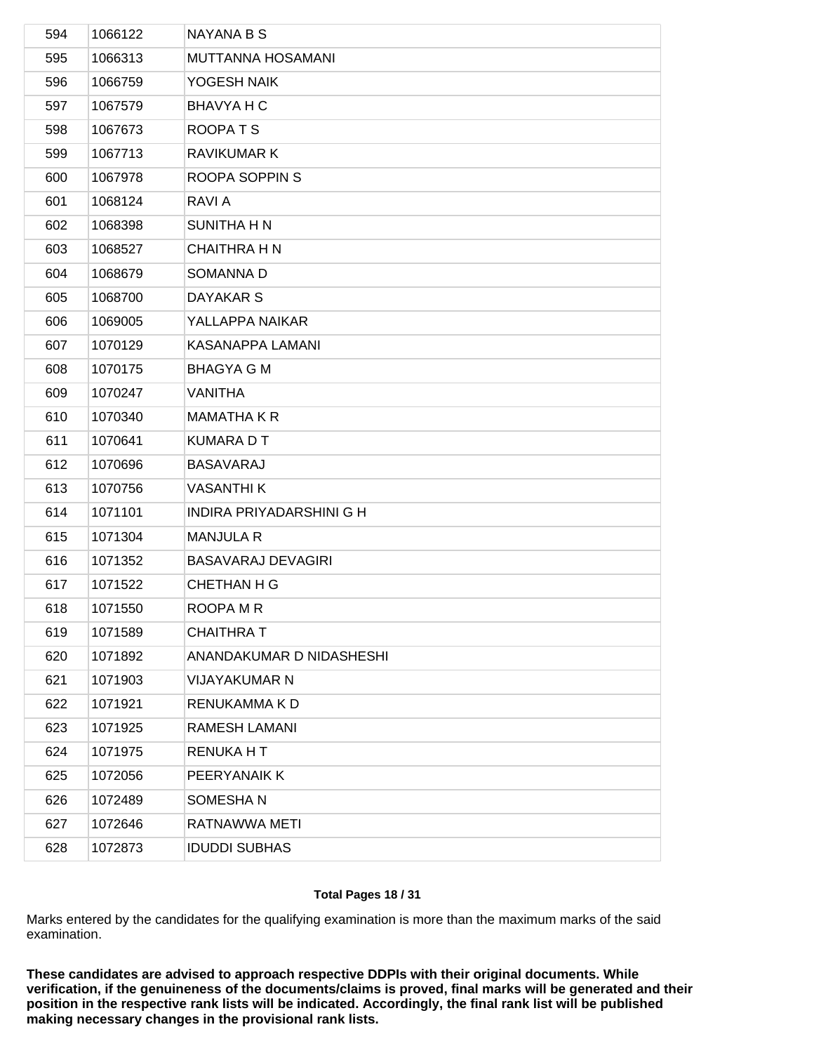| 594 | 1066122 | NAYANA B S |
|---|---|---|
| 595 | 1066313 | MUTTANNA HOSAMANI |
| 596 | 1066759 | YOGESH NAIK |
| 597 | 1067579 | BHAVYA H C |
| 598 | 1067673 | ROOPA T S |
| 599 | 1067713 | RAVIKUMAR K |
| 600 | 1067978 | ROOPA SOPPIN S |
| 601 | 1068124 | RAVI A |
| 602 | 1068398 | SUNITHA H N |
| 603 | 1068527 | CHAITHRA H N |
| 604 | 1068679 | SOMANNA D |
| 605 | 1068700 | DAYAKAR S |
| 606 | 1069005 | YALLAPPA NAIKAR |
| 607 | 1070129 | KASANAPPA LAMANI |
| 608 | 1070175 | BHAGYA G M |
| 609 | 1070247 | VANITHA |
| 610 | 1070340 | MAMATHA K R |
| 611 | 1070641 | KUMARA D T |
| 612 | 1070696 | BASAVARAJ |
| 613 | 1070756 | VASANTHI K |
| 614 | 1071101 | INDIRA PRIYADARSHINI G H |
| 615 | 1071304 | MANJULA R |
| 616 | 1071352 | BASAVARAJ DEVAGIRI |
| 617 | 1071522 | CHETHAN H G |
| 618 | 1071550 | ROOPA M R |
| 619 | 1071589 | CHAITHRA T |
| 620 | 1071892 | ANANDAKUMAR D NIDASHESHI |
| 621 | 1071903 | VIJAYAKUMAR N |
| 622 | 1071921 | RENUKAMMA K D |
| 623 | 1071925 | RAMESH LAMANI |
| 624 | 1071975 | RENUKA H T |
| 625 | 1072056 | PEERYANAIK K |
| 626 | 1072489 | SOMESHA N |
| 627 | 1072646 | RATNAWWA METI |
| 628 | 1072873 | IDUDDI SUBHAS |

Marks entered by the candidates for the qualifying examination is more than the maximum marks of the said examination.

**These candidates are advised to approach respective DDPIs with their original documents. While verification, if the genuineness of the documents/claims is proved, final marks will be generated and their position in the respective rank lists will be indicated. Accordingly, the final rank list will be published making necessary changes in the provisional rank lists.**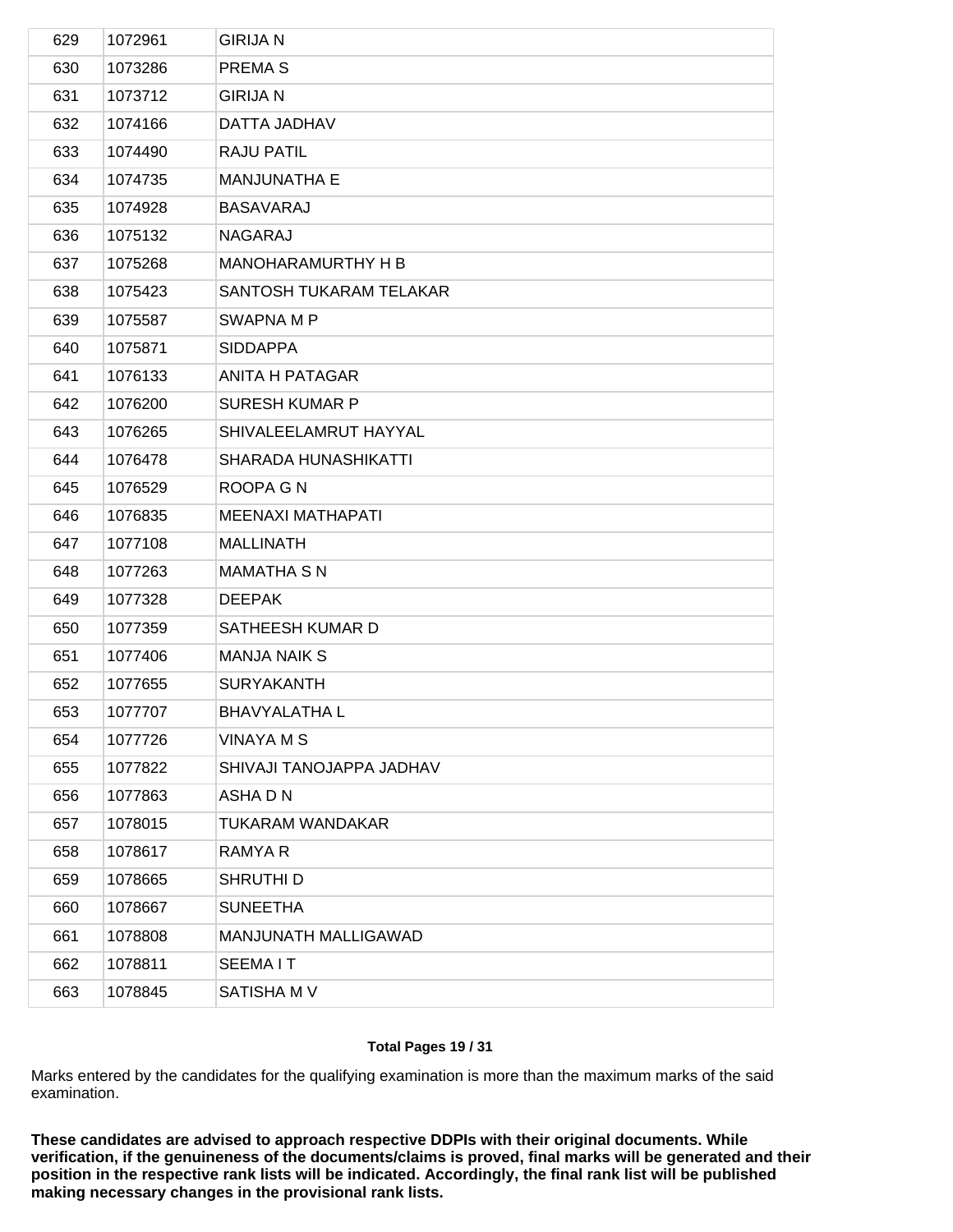| 629 | 1072961 | GIRIJA N |
|---|---|---|
| 630 | 1073286 | PREMA S |
| 631 | 1073712 | GIRIJA N |
| 632 | 1074166 | DATTA JADHAV |
| 633 | 1074490 | RAJU PATIL |
| 634 | 1074735 | MANJUNATHA E |
| 635 | 1074928 | BASAVARAJ |
| 636 | 1075132 | NAGARAJ |
| 637 | 1075268 | MANOHARAMURTHY H B |
| 638 | 1075423 | SANTOSH TUKARAM TELAKAR |
| 639 | 1075587 | SWAPNA M P |
| 640 | 1075871 | SIDDAPPA |
| 641 | 1076133 | ANITA H PATAGAR |
| 642 | 1076200 | SURESH KUMAR P |
| 643 | 1076265 | SHIVALEELAMRUT HAYYAL |
| 644 | 1076478 | SHARADA HUNASHIKATTI |
| 645 | 1076529 | ROOPA G N |
| 646 | 1076835 | MEENAXI MATHAPATI |
| 647 | 1077108 | MALLINATH |
| 648 | 1077263 | MAMATHA S N |
| 649 | 1077328 | DEEPAK |
| 650 | 1077359 | SATHEESH KUMAR D |
| 651 | 1077406 | MANJA NAIK S |
| 652 | 1077655 | SURYAKANTH |
| 653 | 1077707 | BHAVYALATHA L |
| 654 | 1077726 | VINAYA M S |
| 655 | 1077822 | SHIVAJI TANOJAPPA JADHAV |
| 656 | 1077863 | ASHA D N |
| 657 | 1078015 | TUKARAM WANDAKAR |
| 658 | 1078617 | RAMYA R |
| 659 | 1078665 | SHRUTHI D |
| 660 | 1078667 | SUNEETHA |
| 661 | 1078808 | MANJUNATH MALLIGAWAD |
| 662 | 1078811 | SEEMA I T |
| 663 | 1078845 | SATISHA M V |

Marks entered by the candidates for the qualifying examination is more than the maximum marks of the said examination.

**These candidates are advised to approach respective DDPIs with their original documents. While verification, if the genuineness of the documents/claims is proved, final marks will be generated and their position in the respective rank lists will be indicated. Accordingly, the final rank list will be published making necessary changes in the provisional rank lists.**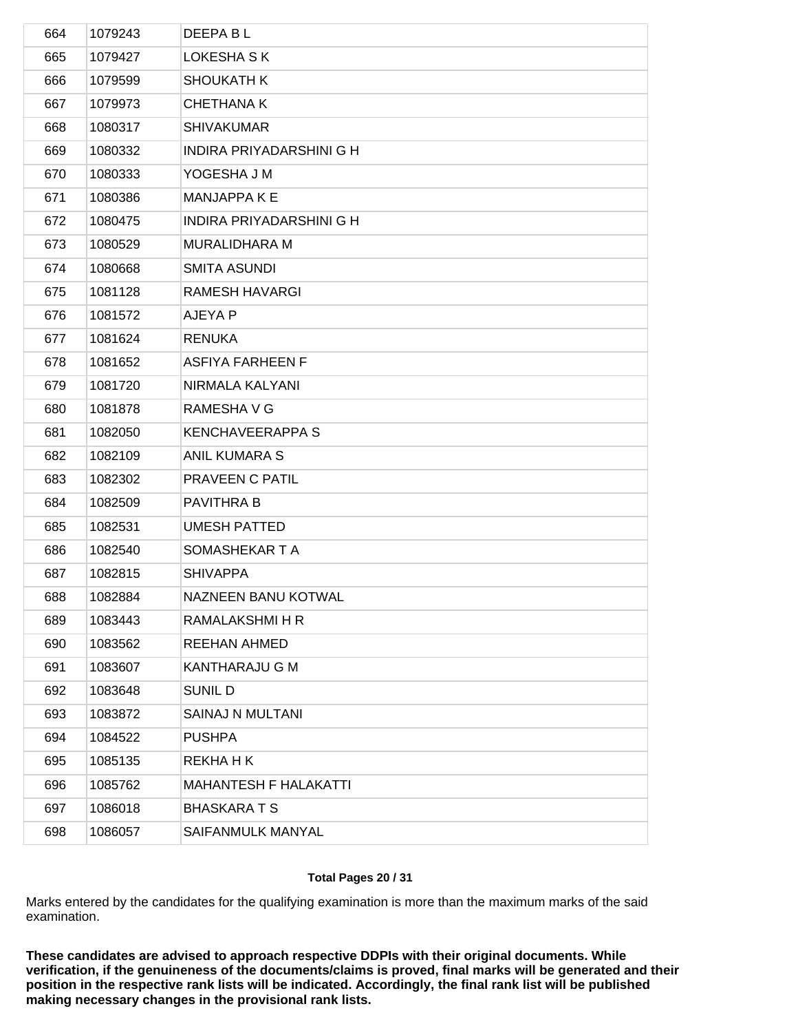| 664 | 1079243 | DEEPA B L |
|---|---|---|
| 665 | 1079427 | LOKESHA S K |
| 666 | 1079599 | SHOUKATH K |
| 667 | 1079973 | CHETHANA K |
| 668 | 1080317 | SHIVAKUMAR |
| 669 | 1080332 | INDIRA PRIYADARSHINI G H |
| 670 | 1080333 | YOGESHA J M |
| 671 | 1080386 | MANJAPPA K E |
| 672 | 1080475 | INDIRA PRIYADARSHINI G H |
| 673 | 1080529 | MURALIDHARA M |
| 674 | 1080668 | SMITA ASUNDI |
| 675 | 1081128 | RAMESH HAVARGI |
| 676 | 1081572 | AJEYA P |
| 677 | 1081624 | RENUKA |
| 678 | 1081652 | ASFIYA FARHEEN F |
| 679 | 1081720 | NIRMALA KALYANI |
| 680 | 1081878 | RAMESHA V G |
| 681 | 1082050 | KENCHAVEERAPPA S |
| 682 | 1082109 | ANIL KUMARA S |
| 683 | 1082302 | PRAVEEN C PATIL |
| 684 | 1082509 | PAVITHRA B |
| 685 | 1082531 | UMESH PATTED |
| 686 | 1082540 | SOMASHEKAR T A |
| 687 | 1082815 | SHIVAPPA |
| 688 | 1082884 | NAZNEEN BANU KOTWAL |
| 689 | 1083443 | RAMALAKSHMI H R |
| 690 | 1083562 | REEHAN AHMED |
| 691 | 1083607 | KANTHARAJU G M |
| 692 | 1083648 | SUNIL D |
| 693 | 1083872 | SAINAJ N MULTANI |
| 694 | 1084522 | PUSHPA |
| 695 | 1085135 | REKHA H K |
| 696 | 1085762 | MAHANTESH F HALAKATTI |
| 697 | 1086018 | BHASKARA T S |
| 698 | 1086057 | SAIFANMULK MANYAL |

Marks entered by the candidates for the qualifying examination is more than the maximum marks of the said examination.

**These candidates are advised to approach respective DDPIs with their original documents. While verification, if the genuineness of the documents/claims is proved, final marks will be generated and their position in the respective rank lists will be indicated. Accordingly, the final rank list will be published making necessary changes in the provisional rank lists.**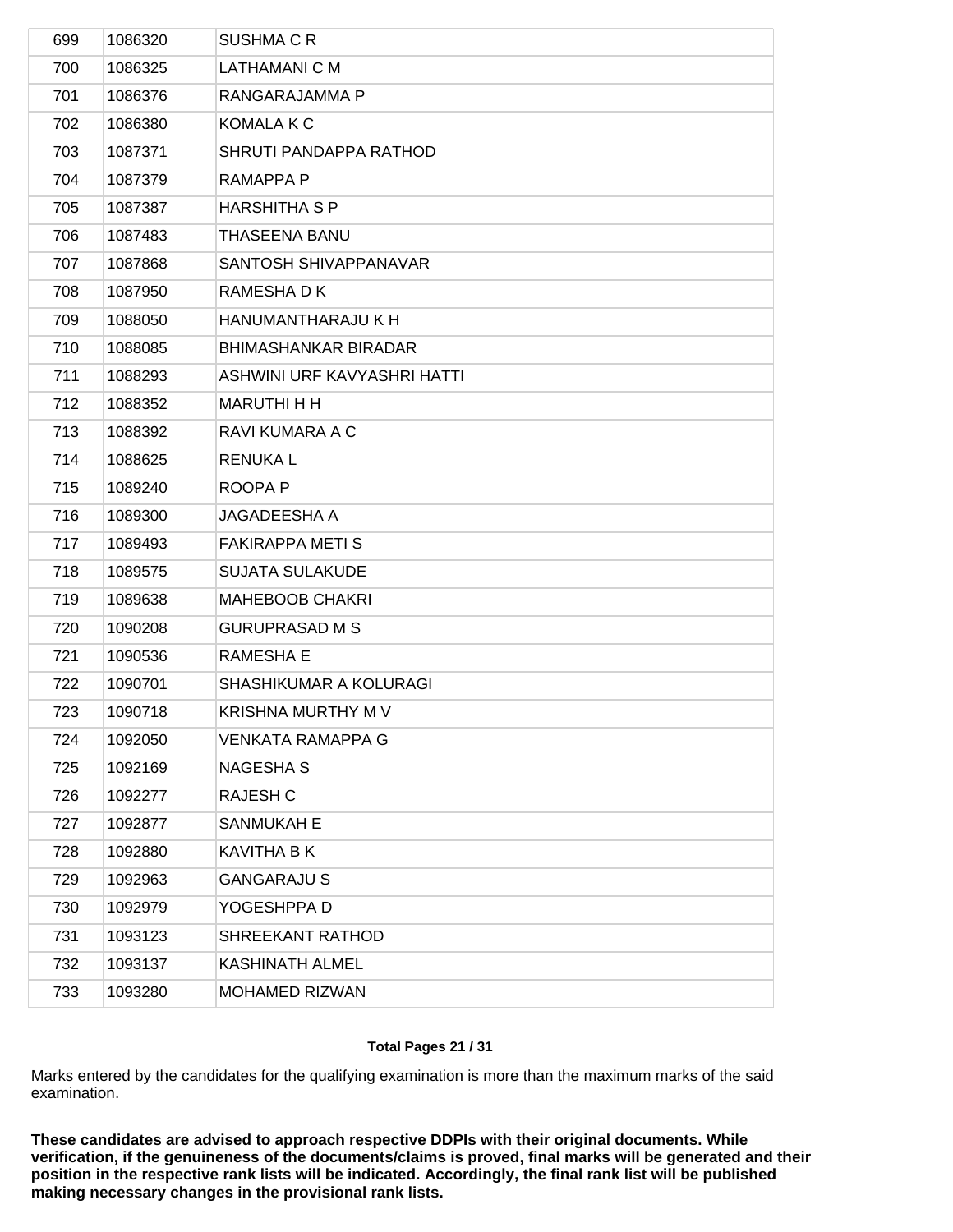| 699 | 1086320 | SUSHMA C R |
|---|---|---|
| 700 | 1086325 | LATHAMANI C M |
| 701 | 1086376 | RANGARAJAMMA P |
| 702 | 1086380 | KOMALA K C |
| 703 | 1087371 | SHRUTI PANDAPPA RATHOD |
| 704 | 1087379 | RAMAPPA P |
| 705 | 1087387 | HARSHITHA S P |
| 706 | 1087483 | THASEENA BANU |
| 707 | 1087868 | SANTOSH SHIVAPPANAVAR |
| 708 | 1087950 | RAMESHA D K |
| 709 | 1088050 | HANUMANTHARAJU K H |
| 710 | 1088085 | BHIMASHANKAR BIRADAR |
| 711 | 1088293 | ASHWINI URF KAVYASHRI HATTI |
| 712 | 1088352 | MARUTHI H H |
| 713 | 1088392 | RAVI KUMARA A C |
| 714 | 1088625 | RENUKA L |
| 715 | 1089240 | ROOPA P |
| 716 | 1089300 | JAGADEESHA A |
| 717 | 1089493 | FAKIRAPPA METI S |
| 718 | 1089575 | SUJATA SULAKUDE |
| 719 | 1089638 | MAHEBOOB CHAKRI |
| 720 | 1090208 | GURUPRASAD M S |
| 721 | 1090536 | RAMESHA E |
| 722 | 1090701 | SHASHIKUMAR A KOLURAGI |
| 723 | 1090718 | KRISHNA MURTHY M V |
| 724 | 1092050 | VENKATA RAMAPPA G |
| 725 | 1092169 | NAGESHA S |
| 726 | 1092277 | RAJESH C |
| 727 | 1092877 | SANMUKAH E |
| 728 | 1092880 | KAVITHA B K |
| 729 | 1092963 | GANGARAJU S |
| 730 | 1092979 | YOGESHPPA D |
| 731 | 1093123 | SHREEKANT RATHOD |
| 732 | 1093137 | KASHINATH ALMEL |
| 733 | 1093280 | MOHAMED RIZWAN |

Marks entered by the candidates for the qualifying examination is more than the maximum marks of the said examination.

**These candidates are advised to approach respective DDPIs with their original documents. While verification, if the genuineness of the documents/claims is proved, final marks will be generated and their position in the respective rank lists will be indicated. Accordingly, the final rank list will be published making necessary changes in the provisional rank lists.**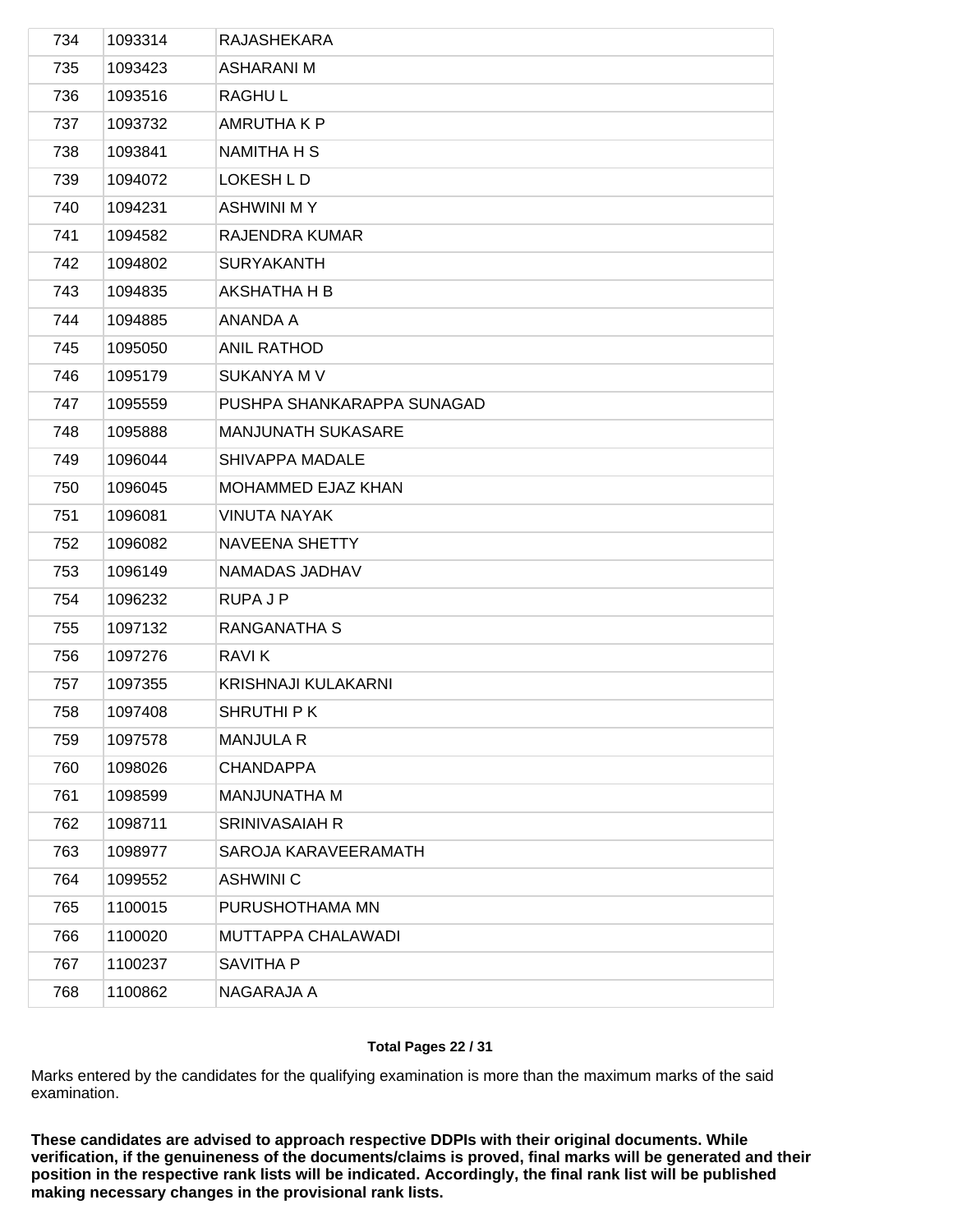| 734 | 1093314 | RAJASHEKARA |
|---|---|---|
| 735 | 1093423 | ASHARANI M |
| 736 | 1093516 | RAGHU L |
| 737 | 1093732 | AMRUTHA K P |
| 738 | 1093841 | NAMITHA H S |
| 739 | 1094072 | LOKESH L D |
| 740 | 1094231 | ASHWINI M Y |
| 741 | 1094582 | RAJENDRA KUMAR |
| 742 | 1094802 | SURYAKANTH |
| 743 | 1094835 | AKSHATHA H B |
| 744 | 1094885 | ANANDA A |
| 745 | 1095050 | ANIL RATHOD |
| 746 | 1095179 | SUKANYA M V |
| 747 | 1095559 | PUSHPA SHANKARAPPA SUNAGAD |
| 748 | 1095888 | MANJUNATH SUKASARE |
| 749 | 1096044 | SHIVAPPA MADALE |
| 750 | 1096045 | MOHAMMED EJAZ KHAN |
| 751 | 1096081 | VINUTA NAYAK |
| 752 | 1096082 | NAVEENA SHETTY |
| 753 | 1096149 | NAMADAS JADHAV |
| 754 | 1096232 | RUPA J P |
| 755 | 1097132 | RANGANATHA S |
| 756 | 1097276 | RAVI K |
| 757 | 1097355 | KRISHNAJI KULAKARNI |
| 758 | 1097408 | SHRUTHI P K |
| 759 | 1097578 | MANJULA R |
| 760 | 1098026 | CHANDAPPA |
| 761 | 1098599 | MANJUNATHA M |
| 762 | 1098711 | SRINIVASAIAH R |
| 763 | 1098977 | SAROJA KARAVEERAMATH |
| 764 | 1099552 | ASHWINI C |
| 765 | 1100015 | PURUSHOTHAMA MN |
| 766 | 1100020 | MUTTAPPA CHALAWADI |
| 767 | 1100237 | SAVITHA P |
| 768 | 1100862 | NAGARAJA A |

Marks entered by the candidates for the qualifying examination is more than the maximum marks of the said examination.

**These candidates are advised to approach respective DDPIs with their original documents. While verification, if the genuineness of the documents/claims is proved, final marks will be generated and their position in the respective rank lists will be indicated. Accordingly, the final rank list will be published making necessary changes in the provisional rank lists.**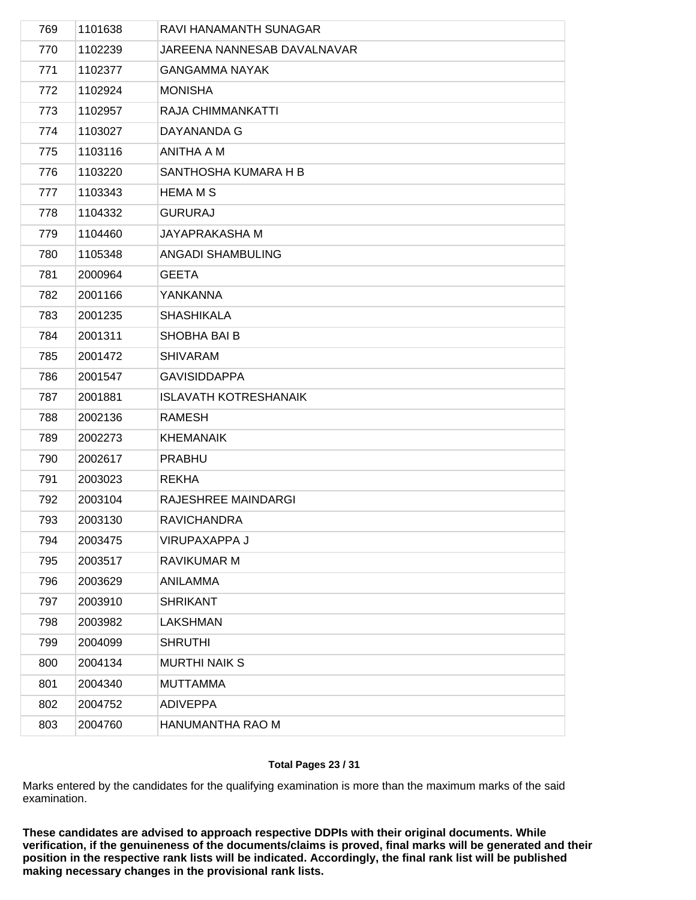| | | |
|---|---|---|
| 769 | 1101638 | RAVI HANAMANTH SUNAGAR |
| 770 | 1102239 | JAREENA NANNESAB DAVALNAVAR |
| 771 | 1102377 | GANGAMMA NAYAK |
| 772 | 1102924 | MONISHA |
| 773 | 1102957 | RAJA CHIMMANKATTI |
| 774 | 1103027 | DAYANANDA G |
| 775 | 1103116 | ANITHA A M |
| 776 | 1103220 | SANTHOSHA KUMARA H B |
| 777 | 1103343 | HEMA M S |
| 778 | 1104332 | GURURAJ |
| 779 | 1104460 | JAYAPRAKASHA M |
| 780 | 1105348 | ANGADI SHAMBULING |
| 781 | 2000964 | GEETA |
| 782 | 2001166 | YANKANNA |
| 783 | 2001235 | SHASHIKALA |
| 784 | 2001311 | SHOBHA BAI B |
| 785 | 2001472 | SHIVARAM |
| 786 | 2001547 | GAVISIDDAPPA |
| 787 | 2001881 | ISLAVATH KOTRESHANAIK |
| 788 | 2002136 | RAMESH |
| 789 | 2002273 | KHEMANAIK |
| 790 | 2002617 | PRABHU |
| 791 | 2003023 | REKHA |
| 792 | 2003104 | RAJESHREE MAINDARGI |
| 793 | 2003130 | RAVICHANDRA |
| 794 | 2003475 | VIRUPAXAPPA J |
| 795 | 2003517 | RAVIKUMAR M |
| 796 | 2003629 | ANILAMMA |
| 797 | 2003910 | SHRIKANT |
| 798 | 2003982 | LAKSHMAN |
| 799 | 2004099 | SHRUTHI |
| 800 | 2004134 | MURTHI NAIK S |
| 801 | 2004340 | MUTTAMMA |
| 802 | 2004752 | ADIVEPPA |
| 803 | 2004760 | HANUMANTHA RAO M |

**Total Pages 23 / 31**

Marks entered by the candidates for the qualifying examination is more than the maximum marks of the said examination.

**These candidates are advised to approach respective DDPIs with their original documents. While verification, if the genuineness of the documents/claims is proved, final marks will be generated and their position in the respective rank lists will be indicated. Accordingly, the final rank list will be published making necessary changes in the provisional rank lists.**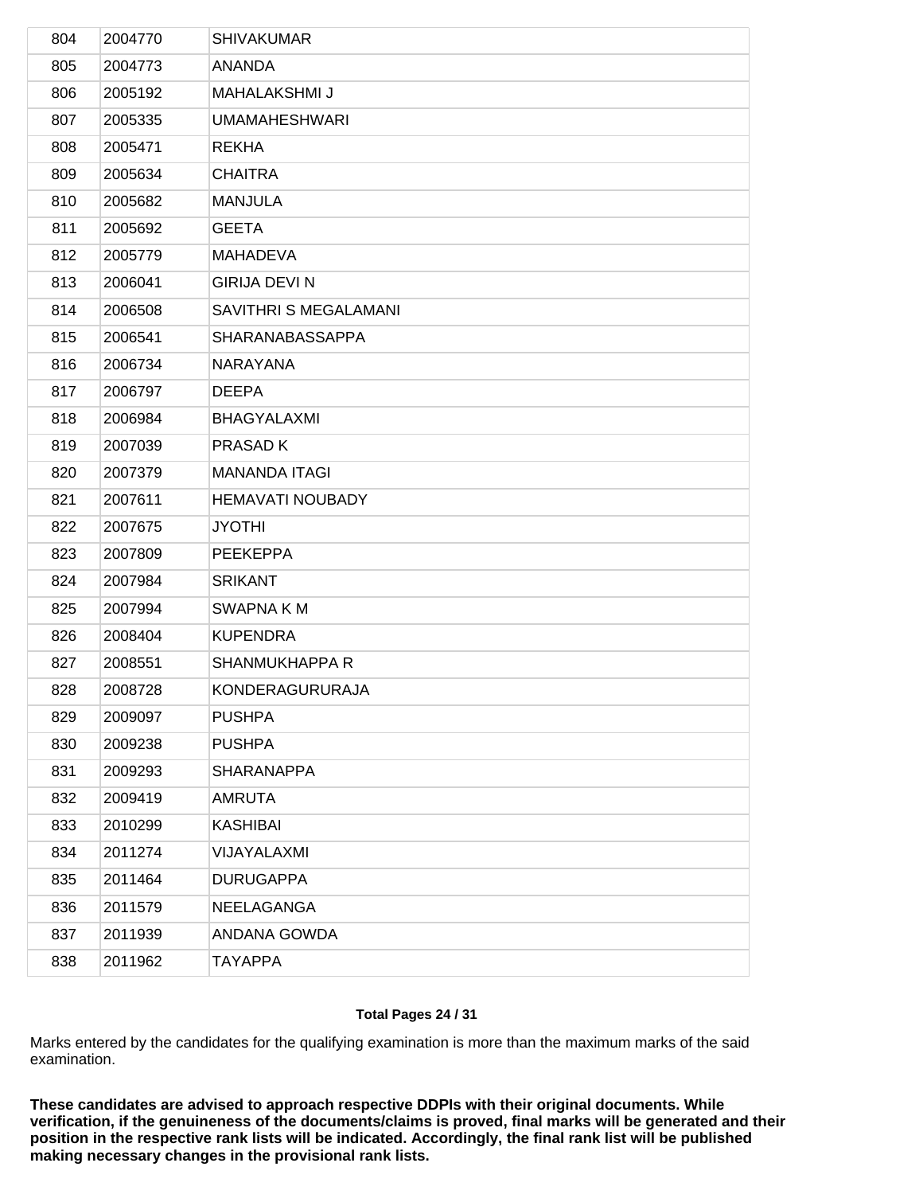| 804 | 2004770 | SHIVAKUMAR |
|---|---|---|
| 805 | 2004773 | ANANDA |
| 806 | 2005192 | MAHALAKSHMI J |
| 807 | 2005335 | UMAMAHESHWARI |
| 808 | 2005471 | REKHA |
| 809 | 2005634 | CHAITRA |
| 810 | 2005682 | MANJULA |
| 811 | 2005692 | GEETA |
| 812 | 2005779 | MAHADEVA |
| 813 | 2006041 | GIRIJA DEVI N |
| 814 | 2006508 | SAVITHRI S MEGALAMANI |
| 815 | 2006541 | SHARANABASSAPPA |
| 816 | 2006734 | NARAYANA |
| 817 | 2006797 | DEEPA |
| 818 | 2006984 | BHAGYALAXMI |
| 819 | 2007039 | PRASAD K |
| 820 | 2007379 | MANANDA ITAGI |
| 821 | 2007611 | HEMAVATI NOUBADY |
| 822 | 2007675 | JYOTHI |
| 823 | 2007809 | PEEKEPPA |
| 824 | 2007984 | SRIKANT |
| 825 | 2007994 | SWAPNA K M |
| 826 | 2008404 | KUPENDRA |
| 827 | 2008551 | SHANMUKHAPPA R |
| 828 | 2008728 | KONDERAGURURAJA |
| 829 | 2009097 | PUSHPA |
| 830 | 2009238 | PUSHPA |
| 831 | 2009293 | SHARANAPPA |
| 832 | 2009419 | AMRUTA |
| 833 | 2010299 | KASHIBAI |
| 834 | 2011274 | VIJAYALAXMI |
| 835 | 2011464 | DURUGAPPA |
| 836 | 2011579 | NEELAGANGA |
| 837 | 2011939 | ANDANA GOWDA |
| 838 | 2011962 | TAYAPPA |

Marks entered by the candidates for the qualifying examination is more than the maximum marks of the said examination.

**These candidates are advised to approach respective DDPIs with their original documents. While verification, if the genuineness of the documents/claims is proved, final marks will be generated and their position in the respective rank lists will be indicated. Accordingly, the final rank list will be published making necessary changes in the provisional rank lists.**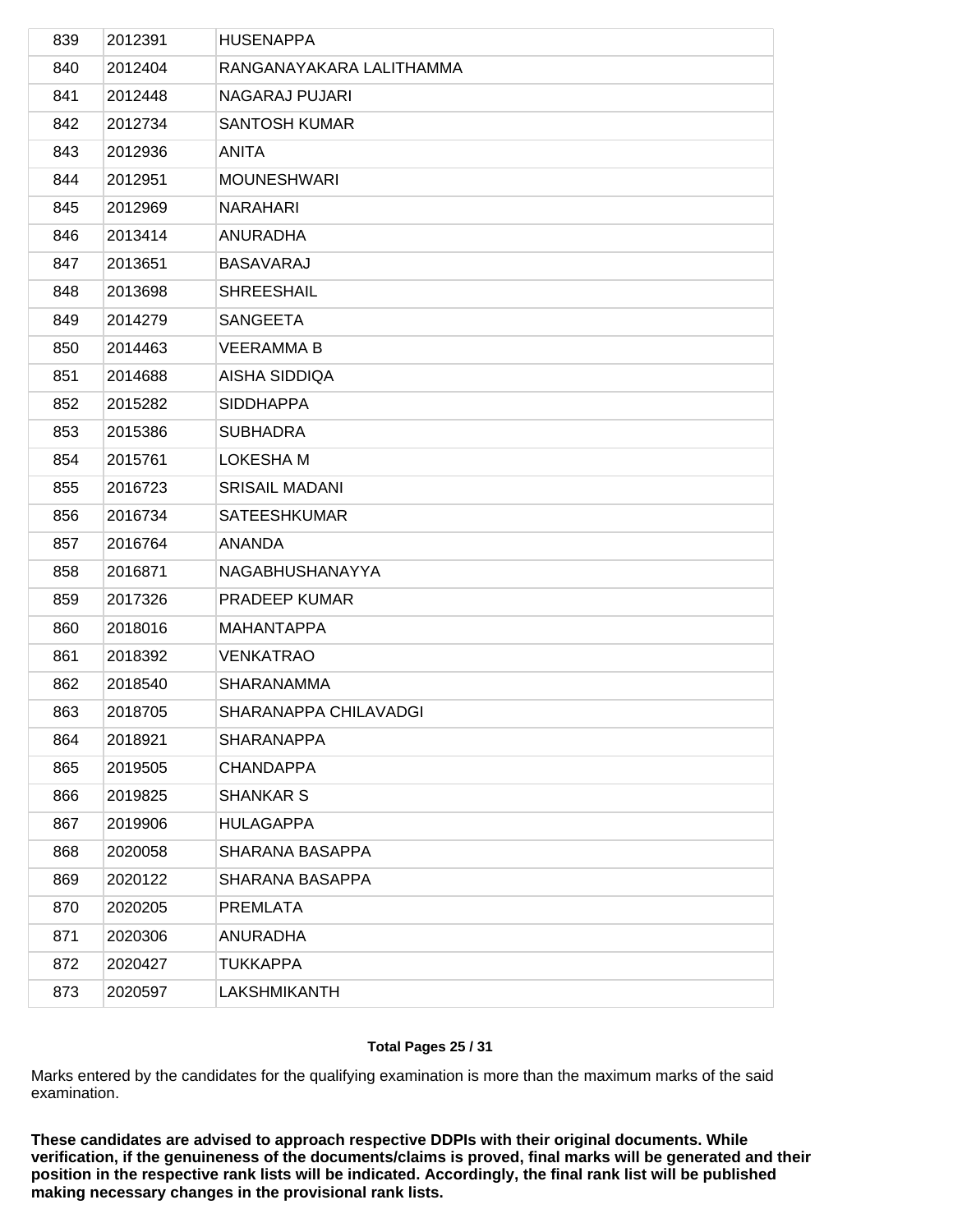| 839 | 2012391 | HUSENAPPA |
|---|---|---|
| 840 | 2012404 | RANGANAYAKARA LALITHAMMA |
| 841 | 2012448 | NAGARAJ PUJARI |
| 842 | 2012734 | SANTOSH KUMAR |
| 843 | 2012936 | ANITA |
| 844 | 2012951 | MOUNESHWARI |
| 845 | 2012969 | NARAHARI |
| 846 | 2013414 | ANURADHA |
| 847 | 2013651 | BASAVARAJ |
| 848 | 2013698 | SHREESHAIL |
| 849 | 2014279 | SANGEETA |
| 850 | 2014463 | VEERAMMA B |
| 851 | 2014688 | AISHA SIDDIQA |
| 852 | 2015282 | SIDDHAPPA |
| 853 | 2015386 | SUBHADRA |
| 854 | 2015761 | LOKESHA M |
| 855 | 2016723 | SRISAIL MADANI |
| 856 | 2016734 | SATEESHKUMAR |
| 857 | 2016764 | ANANDA |
| 858 | 2016871 | NAGABHUSHANAYYA |
| 859 | 2017326 | PRADEEP KUMAR |
| 860 | 2018016 | MAHANTAPPA |
| 861 | 2018392 | VENKATRAO |
| 862 | 2018540 | SHARANAMMA |
| 863 | 2018705 | SHARANAPPA CHILAVADGI |
| 864 | 2018921 | SHARANAPPA |
| 865 | 2019505 | CHANDAPPA |
| 866 | 2019825 | SHANKAR S |
| 867 | 2019906 | HULAGAPPA |
| 868 | 2020058 | SHARANA BASAPPA |
| 869 | 2020122 | SHARANA BASAPPA |
| 870 | 2020205 | PREMLATA |
| 871 | 2020306 | ANURADHA |
| 872 | 2020427 | TUKKAPPA |
| 873 | 2020597 | LAKSHMIKANTH |

Marks entered by the candidates for the qualifying examination is more than the maximum marks of the said examination.

**These candidates are advised to approach respective DDPIs with their original documents. While verification, if the genuineness of the documents/claims is proved, final marks will be generated and their position in the respective rank lists will be indicated. Accordingly, the final rank list will be published making necessary changes in the provisional rank lists.**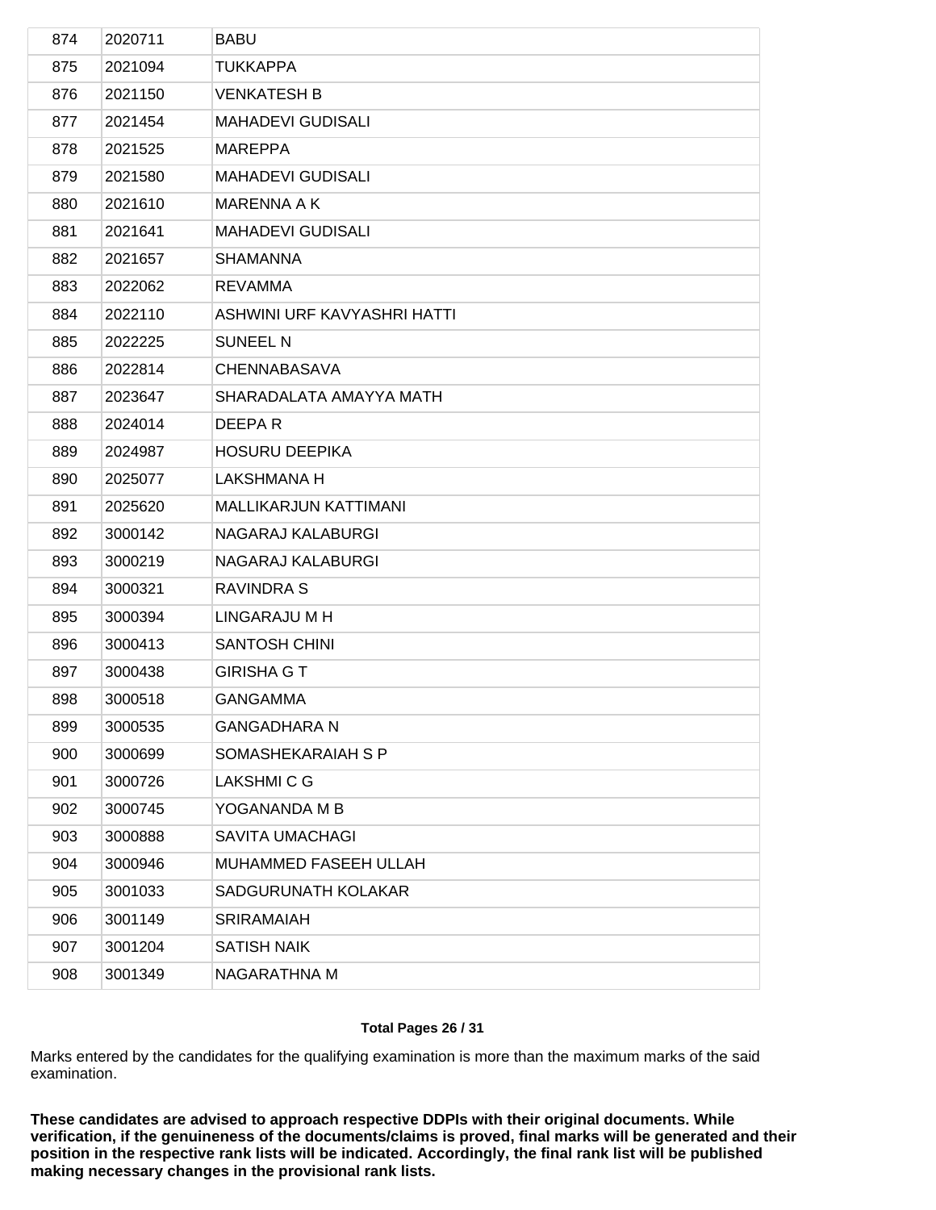| | | |
|---|---|---|
| 874 | 2020711 | BABU |
| 875 | 2021094 | TUKKAPPA |
| 876 | 2021150 | VENKATESH B |
| 877 | 2021454 | MAHADEVI GUDISALI |
| 878 | 2021525 | MAREPPA |
| 879 | 2021580 | MAHADEVI GUDISALI |
| 880 | 2021610 | MARENNA A K |
| 881 | 2021641 | MAHADEVI GUDISALI |
| 882 | 2021657 | SHAMANNA |
| 883 | 2022062 | REVAMMA |
| 884 | 2022110 | ASHWINI URF KAVYASHRI HATTI |
| 885 | 2022225 | SUNEEL N |
| 886 | 2022814 | CHENNABASAVA |
| 887 | 2023647 | SHARADALATA AMAYYA MATH |
| 888 | 2024014 | DEEPA R |
| 889 | 2024987 | HOSURU DEEPIKA |
| 890 | 2025077 | LAKSHMANA H |
| 891 | 2025620 | MALLIKARJUN KATTIMANI |
| 892 | 3000142 | NAGARAJ KALABURGI |
| 893 | 3000219 | NAGARAJ KALABURGI |
| 894 | 3000321 | RAVINDRA S |
| 895 | 3000394 | LINGARAJU M H |
| 896 | 3000413 | SANTOSH CHINI |
| 897 | 3000438 | GIRISHA G T |
| 898 | 3000518 | GANGAMMA |
| 899 | 3000535 | GANGADHARA N |
| 900 | 3000699 | SOMASHEKARAIAH S P |
| 901 | 3000726 | LAKSHMI C G |
| 902 | 3000745 | YOGANANDA M B |
| 903 | 3000888 | SAVITA UMACHAGI |
| 904 | 3000946 | MUHAMMED FASEEH ULLAH |
| 905 | 3001033 | SADGURUNATH KOLAKAR |
| 906 | 3001149 | SRIRAMAIAH |
| 907 | 3001204 | SATISH NAIK |
| 908 | 3001349 | NAGARATHNA M |

Marks entered by the candidates for the qualifying examination is more than the maximum marks of the said examination.

**These candidates are advised to approach respective DDPIs with their original documents. While verification, if the genuineness of the documents/claims is proved, final marks will be generated and their position in the respective rank lists will be indicated. Accordingly, the final rank list will be published making necessary changes in the provisional rank lists.**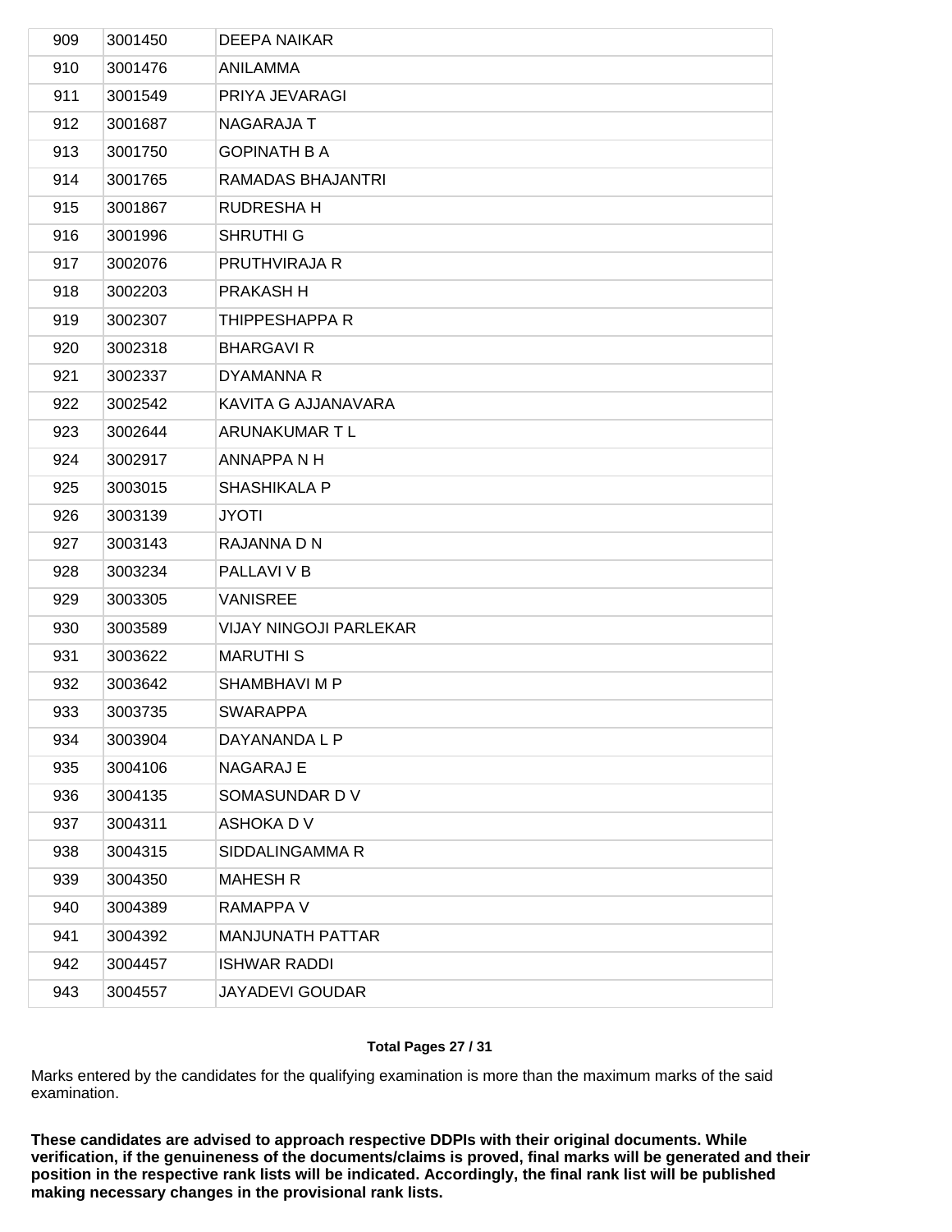| 909 | 3001450 | DEEPA NAIKAR |
|---|---|---|
| 910 | 3001476 | ANILAMMA |
| 911 | 3001549 | PRIYA JEVARAGI |
| 912 | 3001687 | NAGARAJA T |
| 913 | 3001750 | GOPINATH B A |
| 914 | 3001765 | RAMADAS BHAJANTRI |
| 915 | 3001867 | RUDRESHA H |
| 916 | 3001996 | SHRUTHI G |
| 917 | 3002076 | PRUTHVIRAJA R |
| 918 | 3002203 | PRAKASH H |
| 919 | 3002307 | THIPPESHAPPA R |
| 920 | 3002318 | BHARGAVI R |
| 921 | 3002337 | DYAMANNA R |
| 922 | 3002542 | KAVITA G AJJANAVARA |
| 923 | 3002644 | ARUNAKUMAR T L |
| 924 | 3002917 | ANNAPPA N H |
| 925 | 3003015 | SHASHIKALA P |
| 926 | 3003139 | JYOTI |
| 927 | 3003143 | RAJANNA D N |
| 928 | 3003234 | PALLAVI V B |
| 929 | 3003305 | VANISREE |
| 930 | 3003589 | VIJAY NINGOJI PARLEKAR |
| 931 | 3003622 | MARUTHI S |
| 932 | 3003642 | SHAMBHAVI M P |
| 933 | 3003735 | SWARAPPA |
| 934 | 3003904 | DAYANANDA L P |
| 935 | 3004106 | NAGARAJ E |
| 936 | 3004135 | SOMASUNDAR D V |
| 937 | 3004311 | ASHOKA D V |
| 938 | 3004315 | SIDDALINGAMMA R |
| 939 | 3004350 | MAHESH R |
| 940 | 3004389 | RAMAPPA V |
| 941 | 3004392 | MANJUNATH PATTAR |
| 942 | 3004457 | ISHWAR RADDI |
| 943 | 3004557 | JAYADEVI GOUDAR |

Marks entered by the candidates for the qualifying examination is more than the maximum marks of the said examination.

**These candidates are advised to approach respective DDPIs with their original documents. While verification, if the genuineness of the documents/claims is proved, final marks will be generated and their position in the respective rank lists will be indicated. Accordingly, the final rank list will be published making necessary changes in the provisional rank lists.**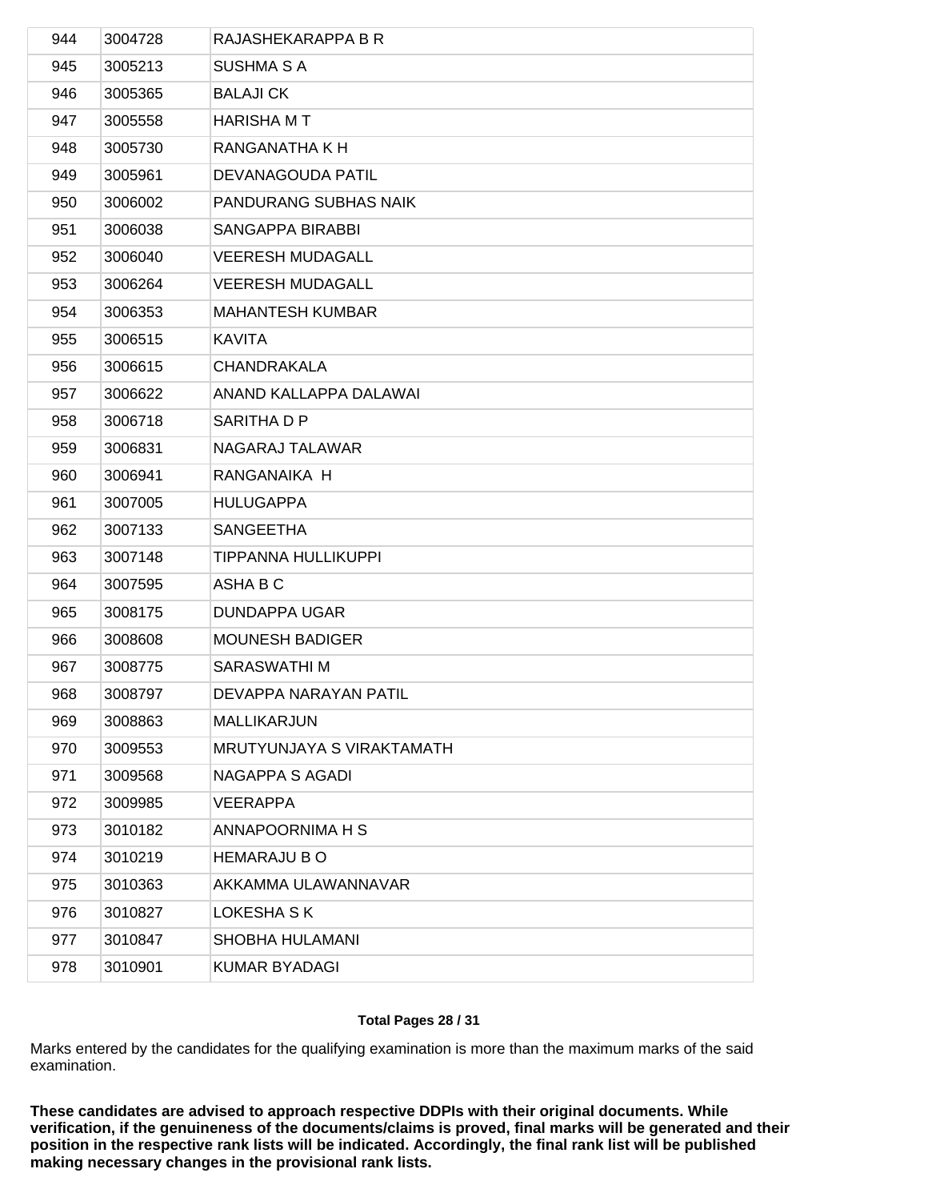| 944 | 3004728 | RAJASHEKARAPPA B R |
|---|---|---|
| 945 | 3005213 | SUSHMA S A |
| 946 | 3005365 | BALAJI CK |
| 947 | 3005558 | HARISHA M T |
| 948 | 3005730 | RANGANATHA K H |
| 949 | 3005961 | DEVANAGOUDA PATIL |
| 950 | 3006002 | PANDURANG SUBHAS NAIK |
| 951 | 3006038 | SANGAPPA BIRABBI |
| 952 | 3006040 | VEERESH MUDAGALL |
| 953 | 3006264 | VEERESH MUDAGALL |
| 954 | 3006353 | MAHANTESH KUMBAR |
| 955 | 3006515 | KAVITA |
| 956 | 3006615 | CHANDRAKALA |
| 957 | 3006622 | ANAND KALLAPPA DALAWAI |
| 958 | 3006718 | SARITHA D P |
| 959 | 3006831 | NAGARAJ TALAWAR |
| 960 | 3006941 | RANGANAIKA H |
| 961 | 3007005 | HULUGAPPA |
| 962 | 3007133 | SANGEETHA |
| 963 | 3007148 | TIPPANNA HULLIKUPPI |
| 964 | 3007595 | ASHA B C |
| 965 | 3008175 | DUNDAPPA UGAR |
| 966 | 3008608 | MOUNESH BADIGER |
| 967 | 3008775 | SARASWATHI M |
| 968 | 3008797 | DEVAPPA NARAYAN PATIL |
| 969 | 3008863 | MALLIKARJUN |
| 970 | 3009553 | MRUTYUNJAYA S VIRAKTAMATH |
| 971 | 3009568 | NAGAPPA S AGADI |
| 972 | 3009985 | VEERAPPA |
| 973 | 3010182 | ANNAPOORNIMA H S |
| 974 | 3010219 | HEMARAJU B O |
| 975 | 3010363 | AKKAMMA ULAWANNAVAR |
| 976 | 3010827 | LOKESHA S K |
| 977 | 3010847 | SHOBHA HULAMANI |
| 978 | 3010901 | KUMAR BYADAGI |

Marks entered by the candidates for the qualifying examination is more than the maximum marks of the said examination.

**These candidates are advised to approach respective DDPIs with their original documents. While verification, if the genuineness of the documents/claims is proved, final marks will be generated and their position in the respective rank lists will be indicated. Accordingly, the final rank list will be published making necessary changes in the provisional rank lists.**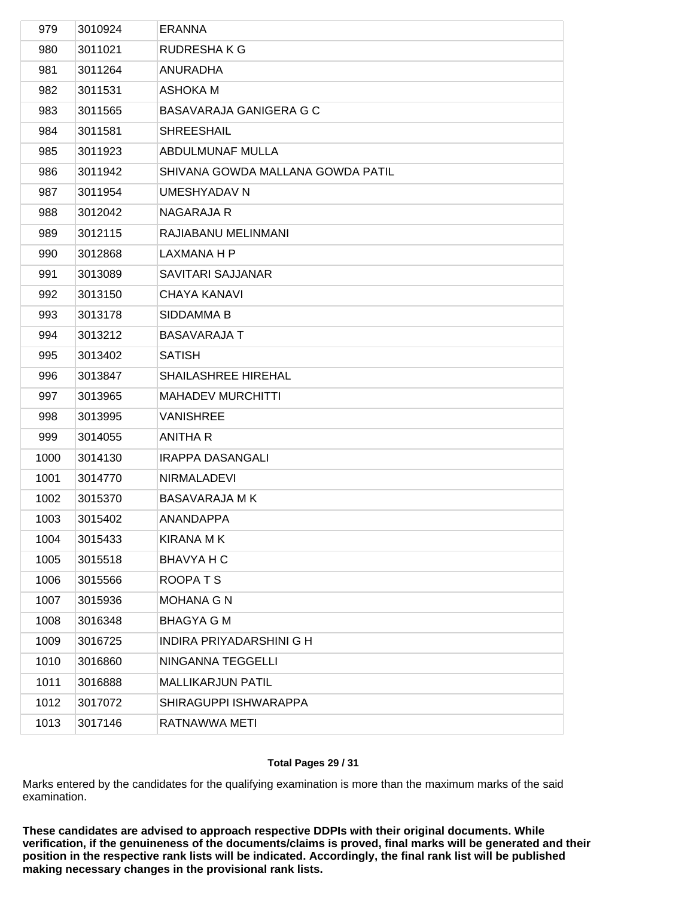| | | |
|---|---|---|
| 979 | 3010924 | ERANNA |
| 980 | 3011021 | RUDRESHA K G |
| 981 | 3011264 | ANURADHA |
| 982 | 3011531 | ASHOKA M |
| 983 | 3011565 | BASAVARAJA GANIGERA G C |
| 984 | 3011581 | SHREESHAIL |
| 985 | 3011923 | ABDULMUNAF MULLA |
| 986 | 3011942 | SHIVANA GOWDA MALLANA GOWDA PATIL |
| 987 | 3011954 | UMESHYADAV N |
| 988 | 3012042 | NAGARAJA R |
| 989 | 3012115 | RAJIABANU MELINMANI |
| 990 | 3012868 | LAXMANA H P |
| 991 | 3013089 | SAVITARI SAJJANAR |
| 992 | 3013150 | CHAYA KANAVI |
| 993 | 3013178 | SIDDAMMA B |
| 994 | 3013212 | BASAVARAJA T |
| 995 | 3013402 | SATISH |
| 996 | 3013847 | SHAILASHREE HIREHAL |
| 997 | 3013965 | MAHADEV MURCHITTI |
| 998 | 3013995 | VANISHREE |
| 999 | 3014055 | ANITHA R |
| 1000 | 3014130 | IRAPPA DASANGALI |
| 1001 | 3014770 | NIRMALADEVI |
| 1002 | 3015370 | BASAVARAJA M K |
| 1003 | 3015402 | ANANDAPPA |
| 1004 | 3015433 | KIRANA M K |
| 1005 | 3015518 | BHAVYA H C |
| 1006 | 3015566 | ROOPA T S |
| 1007 | 3015936 | MOHANA G N |
| 1008 | 3016348 | BHAGYA G M |
| 1009 | 3016725 | INDIRA PRIYADARSHINI G H |
| 1010 | 3016860 | NINGANNA TEGGELLI |
| 1011 | 3016888 | MALLIKARJUN PATIL |
| 1012 | 3017072 | SHIRAGUPPI ISHWARAPPA |
| 1013 | 3017146 | RATNAWWA METI |

Marks entered by the candidates for the qualifying examination is more than the maximum marks of the said examination.

**These candidates are advised to approach respective DDPIs with their original documents. While verification, if the genuineness of the documents/claims is proved, final marks will be generated and their position in the respective rank lists will be indicated. Accordingly, the final rank list will be published making necessary changes in the provisional rank lists.**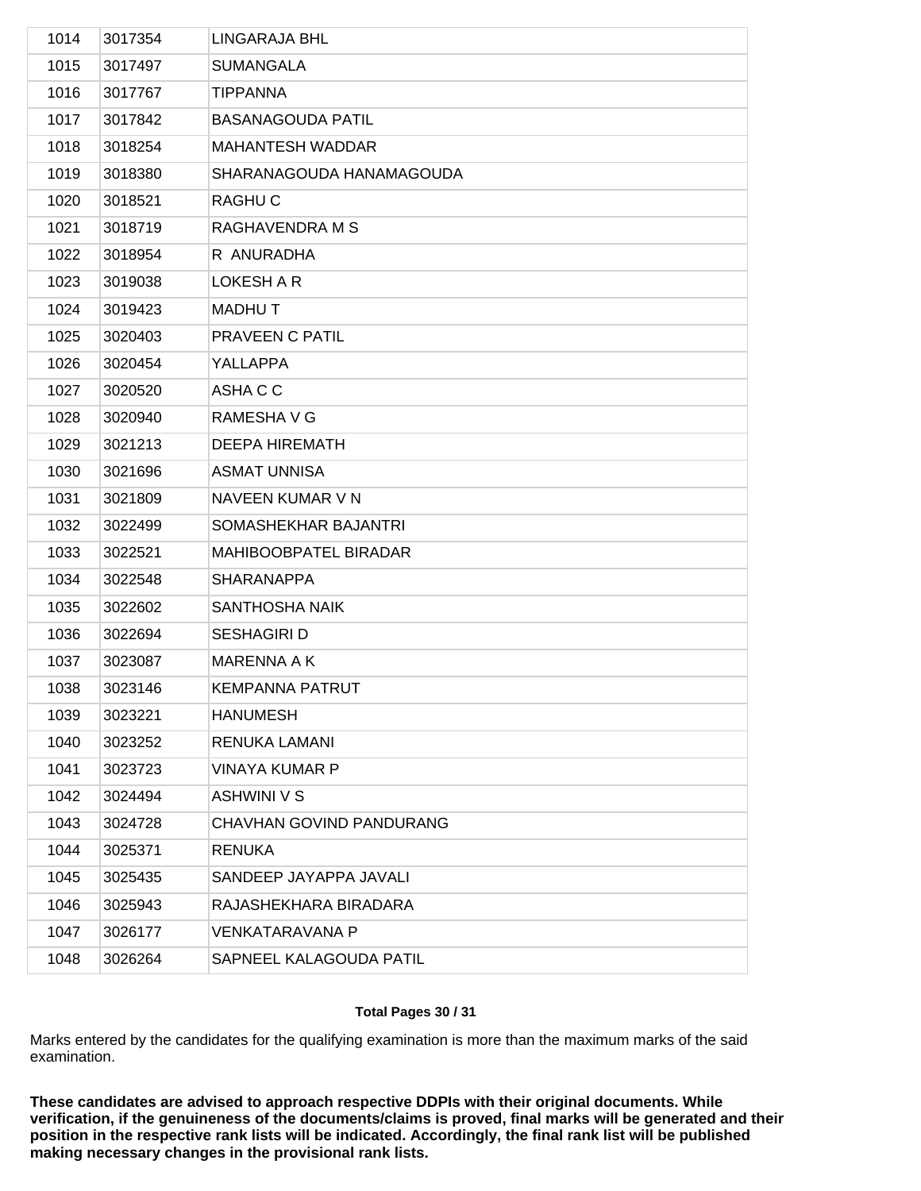| | | |
|---|---|---|
| 1014 | 3017354 | LINGARAJA BHL |
| 1015 | 3017497 | SUMANGALA |
| 1016 | 3017767 | TIPPANNA |
| 1017 | 3017842 | BASANAGOUDA PATIL |
| 1018 | 3018254 | MAHANTESH WADDAR |
| 1019 | 3018380 | SHARANAGOUDA HANAMAGOUDA |
| 1020 | 3018521 | RAGHU C |
| 1021 | 3018719 | RAGHAVENDRA M S |
| 1022 | 3018954 | R ANURADHA |
| 1023 | 3019038 | LOKESH A R |
| 1024 | 3019423 | MADHU T |
| 1025 | 3020403 | PRAVEEN C PATIL |
| 1026 | 3020454 | YALLAPPA |
| 1027 | 3020520 | ASHA C C |
| 1028 | 3020940 | RAMESHA V G |
| 1029 | 3021213 | DEEPA HIREMATH |
| 1030 | 3021696 | ASMAT UNNISA |
| 1031 | 3021809 | NAVEEN KUMAR V N |
| 1032 | 3022499 | SOMASHEKHAR BAJANTRI |
| 1033 | 3022521 | MAHIBOOBPATEL BIRADAR |
| 1034 | 3022548 | SHARANAPPA |
| 1035 | 3022602 | SANTHOSHA NAIK |
| 1036 | 3022694 | SESHAGIRI D |
| 1037 | 3023087 | MARENNA A K |
| 1038 | 3023146 | KEMPANNA PATRUT |
| 1039 | 3023221 | HANUMESH |
| 1040 | 3023252 | RENUKA LAMANI |
| 1041 | 3023723 | VINAYA KUMAR P |
| 1042 | 3024494 | ASHWINI V S |
| 1043 | 3024728 | CHAVHAN GOVIND PANDURANG |
| 1044 | 3025371 | RENUKA |
| 1045 | 3025435 | SANDEEP JAYAPPA JAVALI |
| 1046 | 3025943 | RAJASHEKHARA BIRADARA |
| 1047 | 3026177 | VENKATARAVANA P |
| 1048 | 3026264 | SAPNEEL KALAGOUDA PATIL |

Marks entered by the candidates for the qualifying examination is more than the maximum marks of the said examination.

**These candidates are advised to approach respective DDPIs with their original documents. While verification, if the genuineness of the documents/claims is proved, final marks will be generated and their position in the respective rank lists will be indicated. Accordingly, the final rank list will be published making necessary changes in the provisional rank lists.**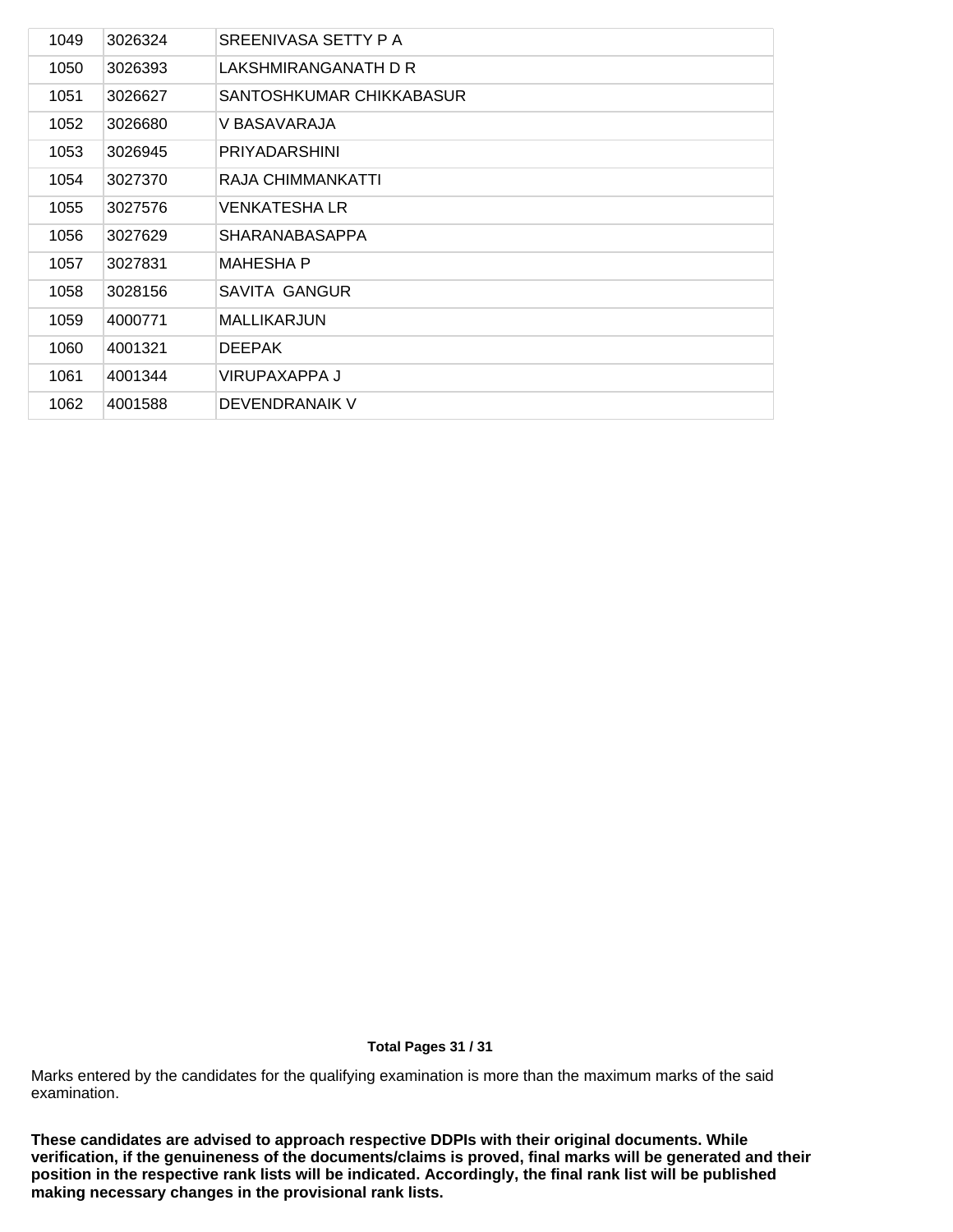| | | |
|---|---|---|
| 1049 | 3026324 | SREENIVASA SETTY P A |
| 1050 | 3026393 | LAKSHMIRANGANATH D R |
| 1051 | 3026627 | SANTOSHKUMAR CHIKKABASUR |
| 1052 | 3026680 | V BASAVARAJA |
| 1053 | 3026945 | PRIYADARSHINI |
| 1054 | 3027370 | RAJA CHIMMANKATTI |
| 1055 | 3027576 | VENKATESHA LR |
| 1056 | 3027629 | SHARANABASAPPA |
| 1057 | 3027831 | MAHESHA P |
| 1058 | 3028156 | SAVITA GANGUR |
| 1059 | 4000771 | MALLIKARJUN |
| 1060 | 4001321 | DEEPAK |
| 1061 | 4001344 | VIRUPAXAPPA J |
| 1062 | 4001588 | DEVENDRANAIK V |

Marks entered by the candidates for the qualifying examination is more than the maximum marks of the said examination.

**These candidates are advised to approach respective DDPIs with their original documents. While verification, if the genuineness of the documents/claims is proved, final marks will be generated and their position in the respective rank lists will be indicated. Accordingly, the final rank list will be published making necessary changes in the provisional rank lists.**